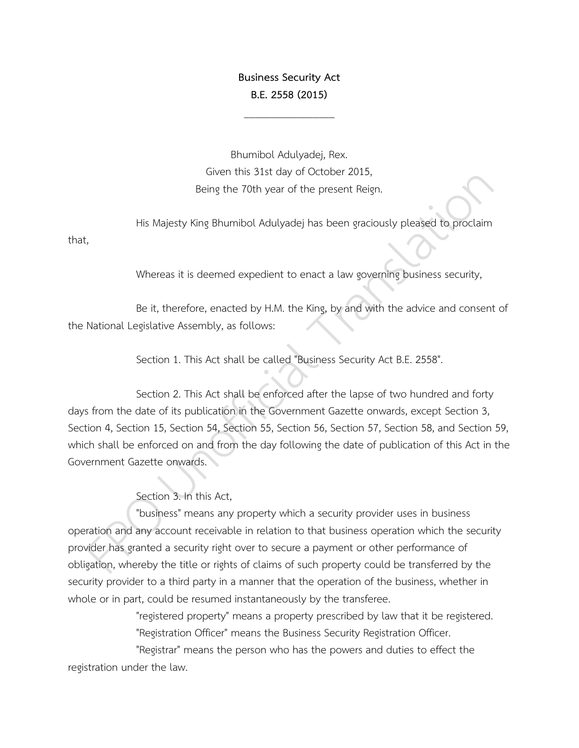# Business Security Act
## B.E. 2558 (2015)

---

Bhumibol Adulyadej, Rex.
Given this 31st day of October 2015,
Being the 70th year of the present Reign.

His Majesty King Bhumibol Adulyadej has been graciously pleased to proclaim that,

Whereas it is deemed expedient to enact a law governing business security,

Be it, therefore, enacted by H.M. the King, by and with the advice and consent of the National Legislative Assembly, as follows:

Section 1. This Act shall be called "Business Security Act B.E. 2558".

Section 2. This Act shall be enforced after the lapse of two hundred and forty days from the date of its publication in the Government Gazette onwards, except Section 3, Section 4, Section 15, Section 54, Section 55, Section 56, Section 57, Section 58, and Section 59, which shall be enforced on and from the day following the date of publication of this Act in the Government Gazette onwards.

Section 3. In this Act,

"business" means any property which a security provider uses in business operation and any account receivable in relation to that business operation which the security provider has granted a security right over to secure a payment or other performance of obligation, whereby the title or rights of claims of such property could be transferred by the security provider to a third party in a manner that the operation of the business, whether in whole or in part, could be resumed instantaneously by the transferee.

"registered property" means a property prescribed by law that it be registered.

"Registration Officer" means the Business Security Registration Officer.

"Registrar" means the person who has the powers and duties to effect the registration under the law.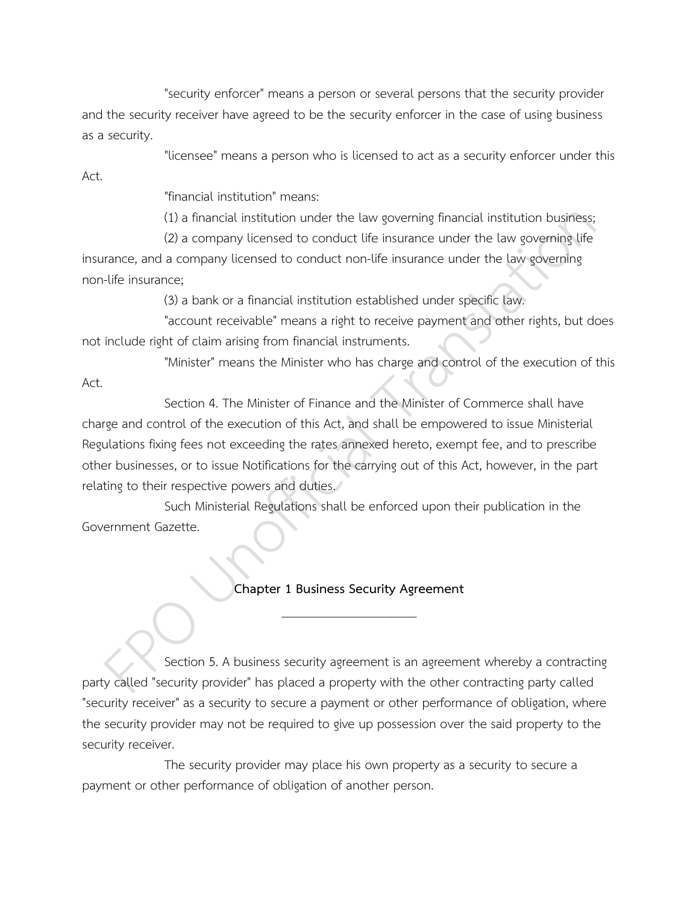"security enforcer" means a person or several persons that the security provider and the security receiver have agreed to be the security enforcer in the case of using business as a security.

"licensee" means a person who is licensed to act as a security enforcer under this Act.

"financial institution" means:

(1) a financial institution under the law governing financial institution business;

(2) a company licensed to conduct life insurance under the law governing life insurance, and a company licensed to conduct non-life insurance under the law governing non-life insurance;

(3) a bank or a financial institution established under specific law.

"account receivable" means a right to receive payment and other rights, but does not include right of claim arising from financial instruments.

"Minister" means the Minister who has charge and control of the execution of this Act.

Section 4. The Minister of Finance and the Minister of Commerce shall have charge and control of the execution of this Act, and shall be empowered to issue Ministerial Regulations fixing fees not exceeding the rates annexed hereto, exempt fee, and to prescribe other businesses, or to issue Notifications for the carrying out of this Act, however, in the part relating to their respective powers and duties.

Such Ministerial Regulations shall be enforced upon their publication in the Government Gazette.

## Chapter 1 Business Security Agreement

Section 5. A business security agreement is an agreement whereby a contracting party called "security provider" has placed a property with the other contracting party called "security receiver" as a security to secure a payment or other performance of obligation, where the security provider may not be required to give up possession over the said property to the security receiver.

The security provider may place his own property as a security to secure a payment or other performance of obligation of another person.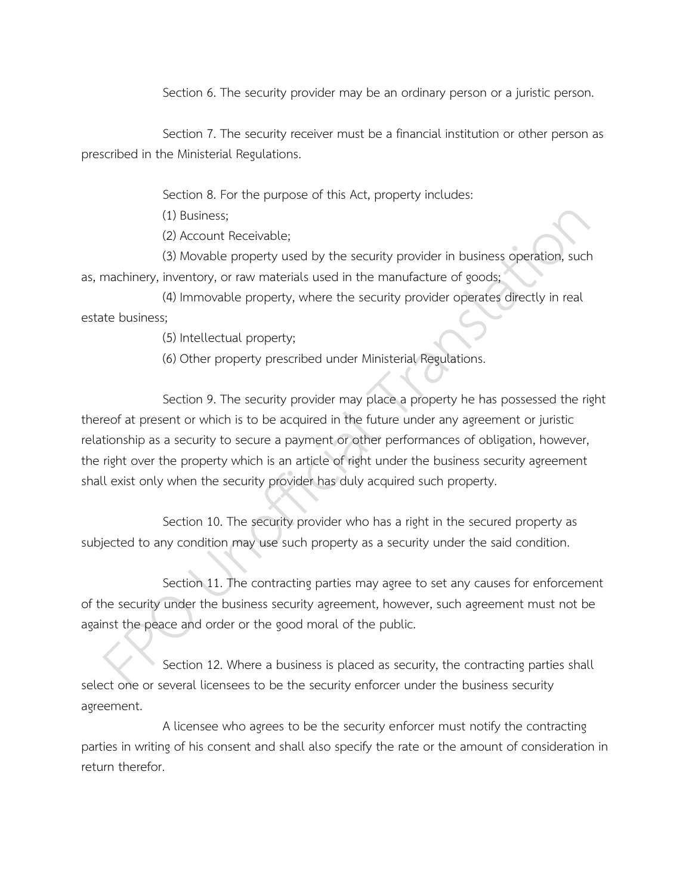Section 6. The security provider may be an ordinary person or a juristic person.

Section 7. The security receiver must be a financial institution or other person as prescribed in the Ministerial Regulations.

Section 8. For the purpose of this Act, property includes:

(1) Business;

(2) Account Receivable;

(3) Movable property used by the security provider in business operation, such as, machinery, inventory, or raw materials used in the manufacture of goods;

(4) Immovable property, where the security provider operates directly in real estate business;

(5) Intellectual property;

(6) Other property prescribed under Ministerial Regulations.

Section 9. The security provider may place a property he has possessed the right thereof at present or which is to be acquired in the future under any agreement or juristic relationship as a security to secure a payment or other performances of obligation, however, the right over the property which is an article of right under the business security agreement shall exist only when the security provider has duly acquired such property.

Section 10. The security provider who has a right in the secured property as subjected to any condition may use such property as a security under the said condition.

Section 11. The contracting parties may agree to set any causes for enforcement of the security under the business security agreement, however, such agreement must not be against the peace and order or the good moral of the public.

Section 12. Where a business is placed as security, the contracting parties shall select one or several licensees to be the security enforcer under the business security agreement.

A licensee who agrees to be the security enforcer must notify the contracting parties in writing of his consent and shall also specify the rate or the amount of consideration in return therefor.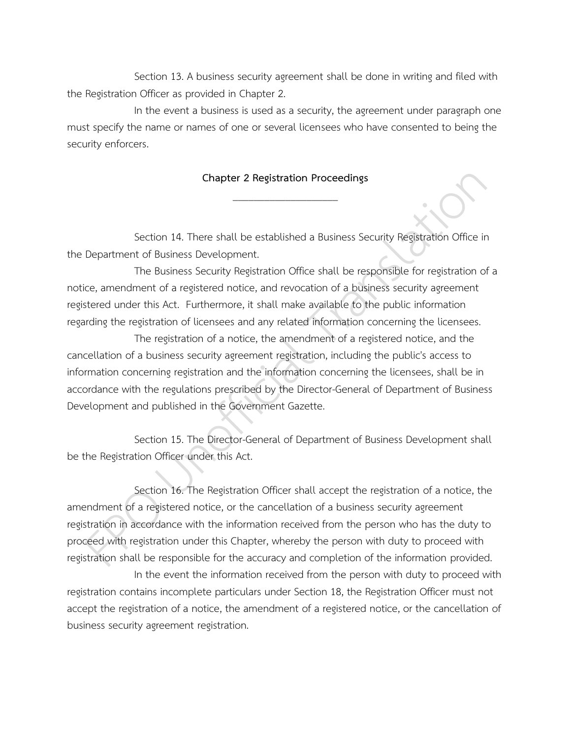Section 13. A business security agreement shall be done in writing and filed with the Registration Officer as provided in Chapter 2.

In the event a business is used as a security, the agreement under paragraph one must specify the name or names of one or several licensees who have consented to being the security enforcers.

## Chapter 2 Registration Proceedings

Section 14. There shall be established a Business Security Registration Office in the Department of Business Development.

The Business Security Registration Office shall be responsible for registration of a notice, amendment of a registered notice, and revocation of a business security agreement registered under this Act. Furthermore, it shall make available to the public information regarding the registration of licensees and any related information concerning the licensees.

The registration of a notice, the amendment of a registered notice, and the cancellation of a business security agreement registration, including the public's access to information concerning registration and the information concerning the licensees, shall be in accordance with the regulations prescribed by the Director-General of Department of Business Development and published in the Government Gazette.

Section 15. The Director-General of Department of Business Development shall be the Registration Officer under this Act.

Section 16. The Registration Officer shall accept the registration of a notice, the amendment of a registered notice, or the cancellation of a business security agreement registration in accordance with the information received from the person who has the duty to proceed with registration under this Chapter, whereby the person with duty to proceed with registration shall be responsible for the accuracy and completion of the information provided.

In the event the information received from the person with duty to proceed with registration contains incomplete particulars under Section 18, the Registration Officer must not accept the registration of a notice, the amendment of a registered notice, or the cancellation of business security agreement registration.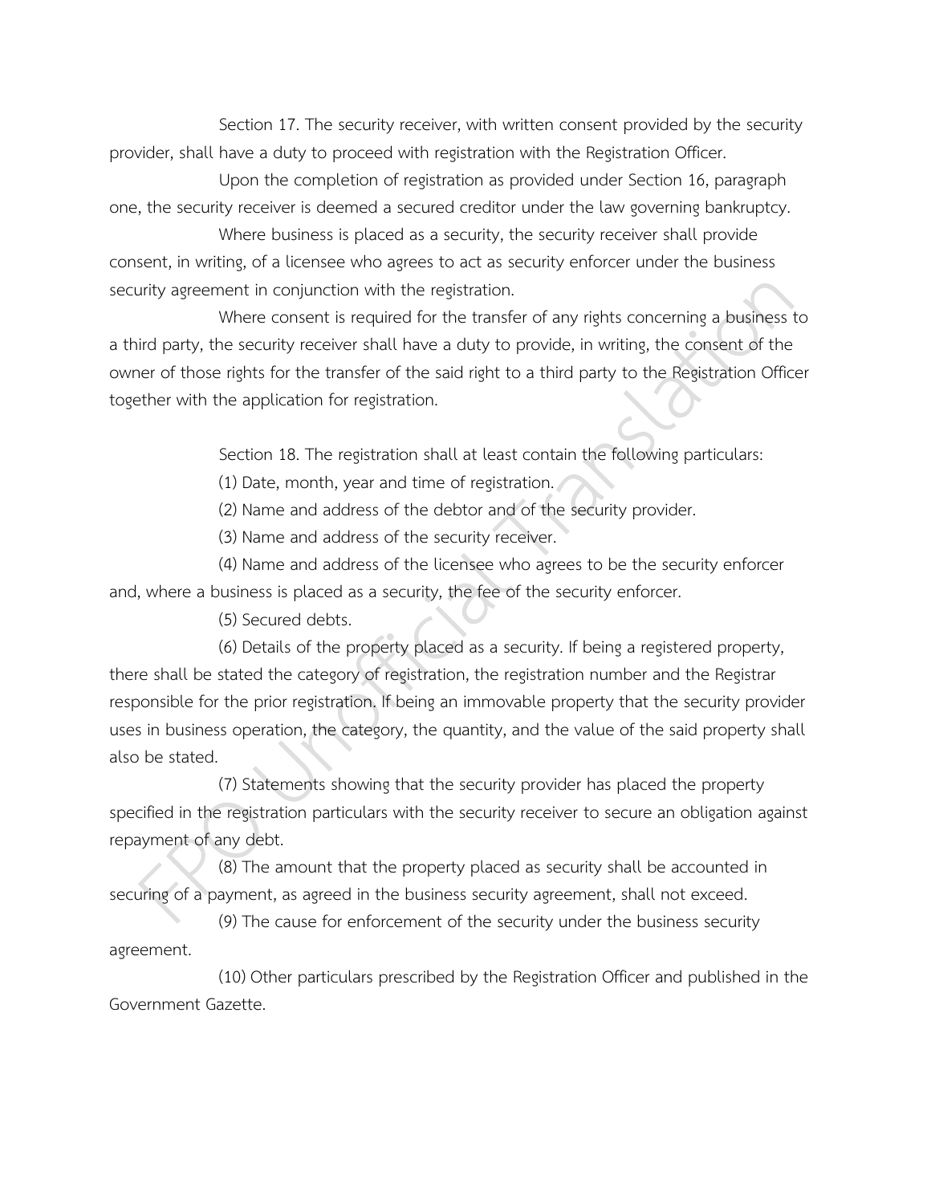Section 17. The security receiver, with written consent provided by the security provider, shall have a duty to proceed with registration with the Registration Officer.

Upon the completion of registration as provided under Section 16, paragraph one, the security receiver is deemed a secured creditor under the law governing bankruptcy.

Where business is placed as a security, the security receiver shall provide consent, in writing, of a licensee who agrees to act as security enforcer under the business security agreement in conjunction with the registration.

Where consent is required for the transfer of any rights concerning a business to a third party, the security receiver shall have a duty to provide, in writing, the consent of the owner of those rights for the transfer of the said right to a third party to the Registration Officer together with the application for registration.

Section 18. The registration shall at least contain the following particulars:

(1) Date, month, year and time of registration.

(2) Name and address of the debtor and of the security provider.

(3) Name and address of the security receiver.

(4) Name and address of the licensee who agrees to be the security enforcer and, where a business is placed as a security, the fee of the security enforcer.

(5) Secured debts.

(6) Details of the property placed as a security. If being a registered property, there shall be stated the category of registration, the registration number and the Registrar responsible for the prior registration. If being an immovable property that the security provider uses in business operation, the category, the quantity, and the value of the said property shall also be stated.

(7) Statements showing that the security provider has placed the property specified in the registration particulars with the security receiver to secure an obligation against repayment of any debt.

(8) The amount that the property placed as security shall be accounted in securing of a payment, as agreed in the business security agreement, shall not exceed.

(9) The cause for enforcement of the security under the business security agreement.

(10) Other particulars prescribed by the Registration Officer and published in the Government Gazette.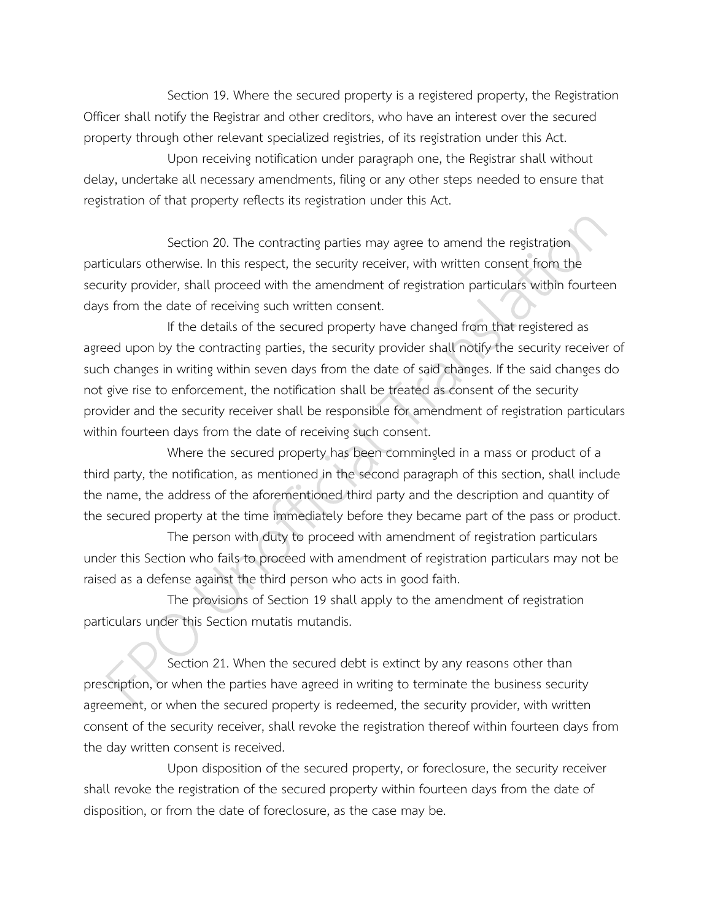Section 19. Where the secured property is a registered property, the Registration Officer shall notify the Registrar and other creditors, who have an interest over the secured property through other relevant specialized registries, of its registration under this Act.

Upon receiving notification under paragraph one, the Registrar shall without delay, undertake all necessary amendments, filing or any other steps needed to ensure that registration of that property reflects its registration under this Act.

Section 20. The contracting parties may agree to amend the registration particulars otherwise. In this respect, the security receiver, with written consent from the security provider, shall proceed with the amendment of registration particulars within fourteen days from the date of receiving such written consent.

If the details of the secured property have changed from that registered as agreed upon by the contracting parties, the security provider shall notify the security receiver of such changes in writing within seven days from the date of said changes. If the said changes do not give rise to enforcement, the notification shall be treated as consent of the security provider and the security receiver shall be responsible for amendment of registration particulars within fourteen days from the date of receiving such consent.

Where the secured property has been commingled in a mass or product of a third party, the notification, as mentioned in the second paragraph of this section, shall include the name, the address of the aforementioned third party and the description and quantity of the secured property at the time immediately before they became part of the pass or product.

The person with duty to proceed with amendment of registration particulars under this Section who fails to proceed with amendment of registration particulars may not be raised as a defense against the third person who acts in good faith.

The provisions of Section 19 shall apply to the amendment of registration particulars under this Section mutatis mutandis.

Section 21. When the secured debt is extinct by any reasons other than prescription, or when the parties have agreed in writing to terminate the business security agreement, or when the secured property is redeemed, the security provider, with written consent of the security receiver, shall revoke the registration thereof within fourteen days from the day written consent is received.

Upon disposition of the secured property, or foreclosure, the security receiver shall revoke the registration of the secured property within fourteen days from the date of disposition, or from the date of foreclosure, as the case may be.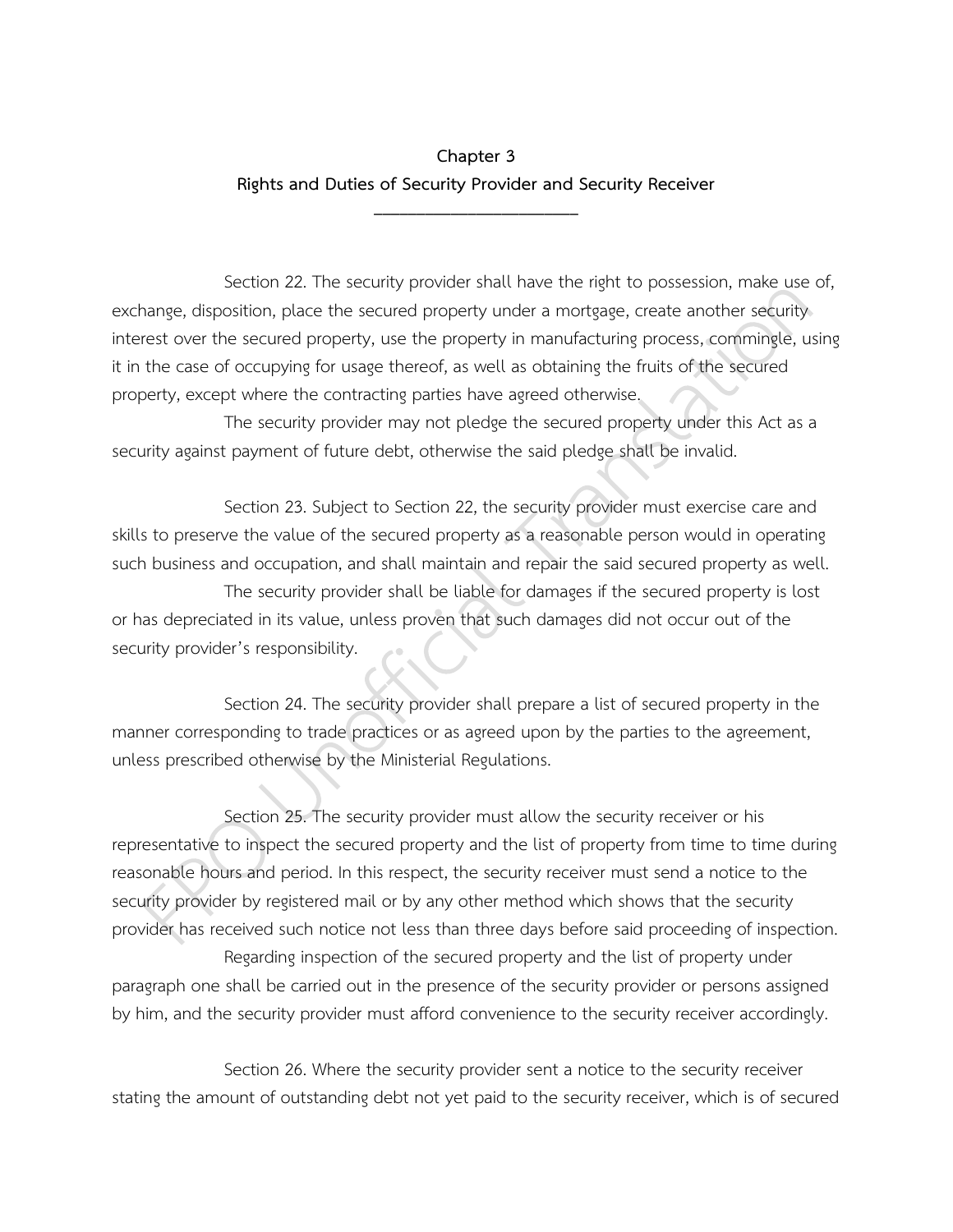## Chapter 3
## Rights and Duties of Security Provider and Security Receiver

Section 22. The security provider shall have the right to possession, make use of, exchange, disposition, place the secured property under a mortgage, create another security interest over the secured property, use the property in manufacturing process, commingle, using it in the case of occupying for usage thereof, as well as obtaining the fruits of the secured property, except where the contracting parties have agreed otherwise.

The security provider may not pledge the secured property under this Act as a security against payment of future debt, otherwise the said pledge shall be invalid.

Section 23. Subject to Section 22, the security provider must exercise care and skills to preserve the value of the secured property as a reasonable person would in operating such business and occupation, and shall maintain and repair the said secured property as well.

The security provider shall be liable for damages if the secured property is lost or has depreciated in its value, unless proven that such damages did not occur out of the security provider's responsibility.

Section 24. The security provider shall prepare a list of secured property in the manner corresponding to trade practices or as agreed upon by the parties to the agreement, unless prescribed otherwise by the Ministerial Regulations.

Section 25. The security provider must allow the security receiver or his representative to inspect the secured property and the list of property from time to time during reasonable hours and period. In this respect, the security receiver must send a notice to the security provider by registered mail or by any other method which shows that the security provider has received such notice not less than three days before said proceeding of inspection.

Regarding inspection of the secured property and the list of property under paragraph one shall be carried out in the presence of the security provider or persons assigned by him, and the security provider must afford convenience to the security receiver accordingly.

Section 26. Where the security provider sent a notice to the security receiver stating the amount of outstanding debt not yet paid to the security receiver, which is of secured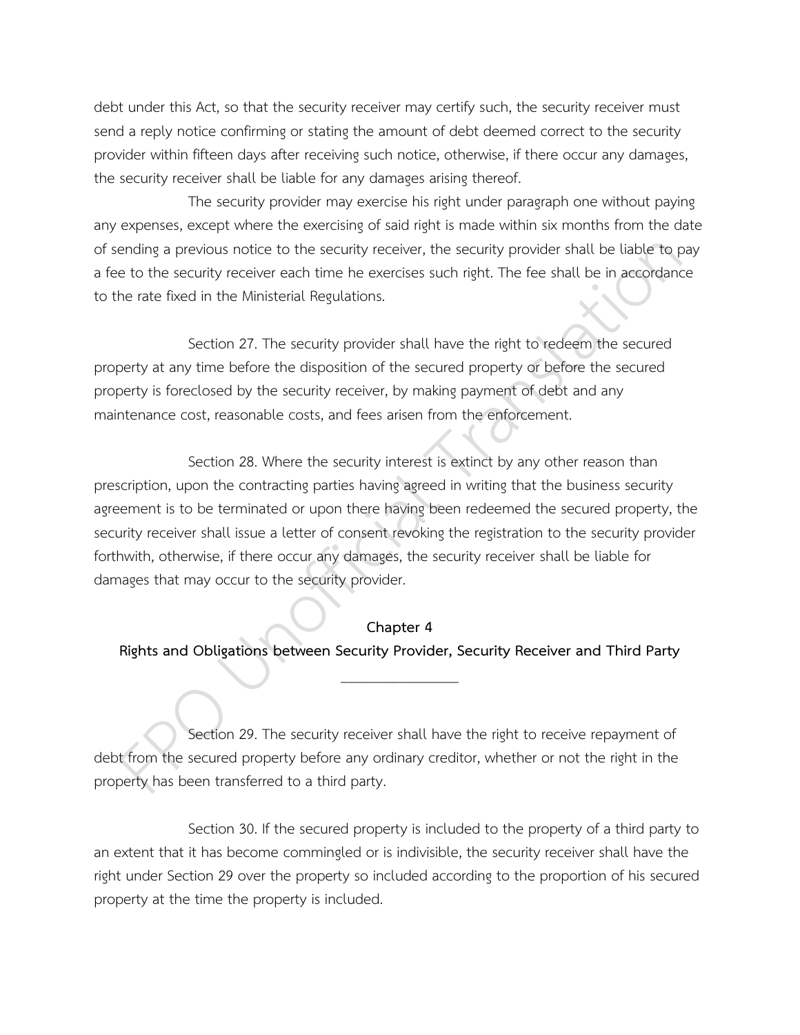debt under this Act, so that the security receiver may certify such, the security receiver must send a reply notice confirming or stating the amount of debt deemed correct to the security provider within fifteen days after receiving such notice, otherwise, if there occur any damages, the security receiver shall be liable for any damages arising thereof.

The security provider may exercise his right under paragraph one without paying any expenses, except where the exercising of said right is made within six months from the date of sending a previous notice to the security receiver, the security provider shall be liable to pay a fee to the security receiver each time he exercises such right. The fee shall be in accordance to the rate fixed in the Ministerial Regulations.

Section 27. The security provider shall have the right to redeem the secured property at any time before the disposition of the secured property or before the secured property is foreclosed by the security receiver, by making payment of debt and any maintenance cost, reasonable costs, and fees arisen from the enforcement.

Section 28. Where the security interest is extinct by any other reason than prescription, upon the contracting parties having agreed in writing that the business security agreement is to be terminated or upon there having been redeemed the secured property, the security receiver shall issue a letter of consent revoking the registration to the security provider forthwith, otherwise, if there occur any damages, the security receiver shall be liable for damages that may occur to the security provider.

## Chapter 4
## Rights and Obligations between Security Provider, Security Receiver and Third Party

Section 29. The security receiver shall have the right to receive repayment of debt from the secured property before any ordinary creditor, whether or not the right in the property has been transferred to a third party.

Section 30. If the secured property is included to the property of a third party to an extent that it has become commingled or is indivisible, the security receiver shall have the right under Section 29 over the property so included according to the proportion of his secured property at the time the property is included.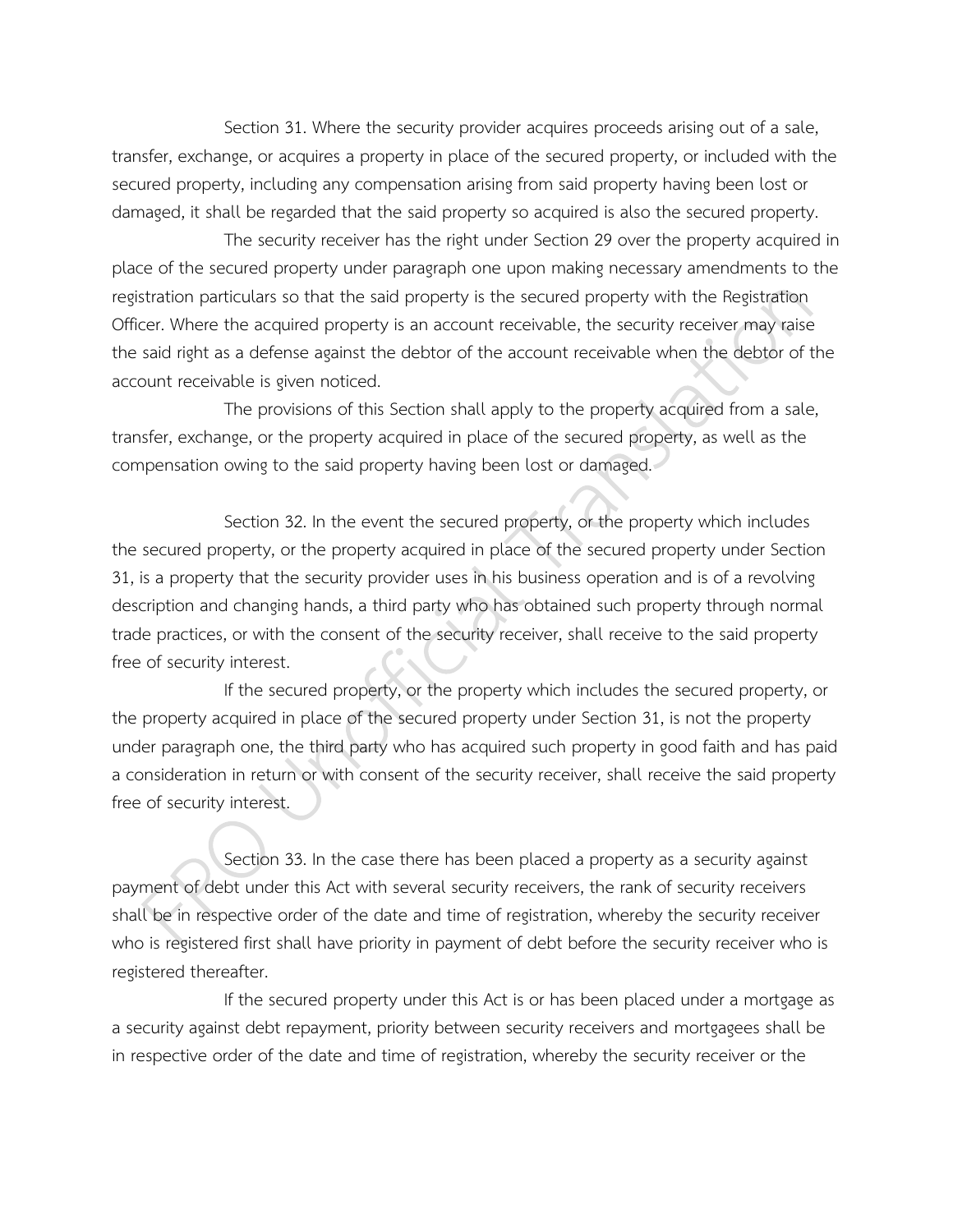Section 31. Where the security provider acquires proceeds arising out of a sale, transfer, exchange, or acquires a property in place of the secured property, or included with the secured property, including any compensation arising from said property having been lost or damaged, it shall be regarded that the said property so acquired is also the secured property.

The security receiver has the right under Section 29 over the property acquired in place of the secured property under paragraph one upon making necessary amendments to the registration particulars so that the said property is the secured property with the Registration Officer. Where the acquired property is an account receivable, the security receiver may raise the said right as a defense against the debtor of the account receivable when the debtor of the account receivable is given noticed.

The provisions of this Section shall apply to the property acquired from a sale, transfer, exchange, or the property acquired in place of the secured property, as well as the compensation owing to the said property having been lost or damaged.

Section 32. In the event the secured property, or the property which includes the secured property, or the property acquired in place of the secured property under Section 31, is a property that the security provider uses in his business operation and is of a revolving description and changing hands, a third party who has obtained such property through normal trade practices, or with the consent of the security receiver, shall receive to the said property free of security interest.

If the secured property, or the property which includes the secured property, or the property acquired in place of the secured property under Section 31, is not the property under paragraph one, the third party who has acquired such property in good faith and has paid a consideration in return or with consent of the security receiver, shall receive the said property free of security interest.

Section 33. In the case there has been placed a property as a security against payment of debt under this Act with several security receivers, the rank of security receivers shall be in respective order of the date and time of registration, whereby the security receiver who is registered first shall have priority in payment of debt before the security receiver who is registered thereafter.

If the secured property under this Act is or has been placed under a mortgage as a security against debt repayment, priority between security receivers and mortgagees shall be in respective order of the date and time of registration, whereby the security receiver or the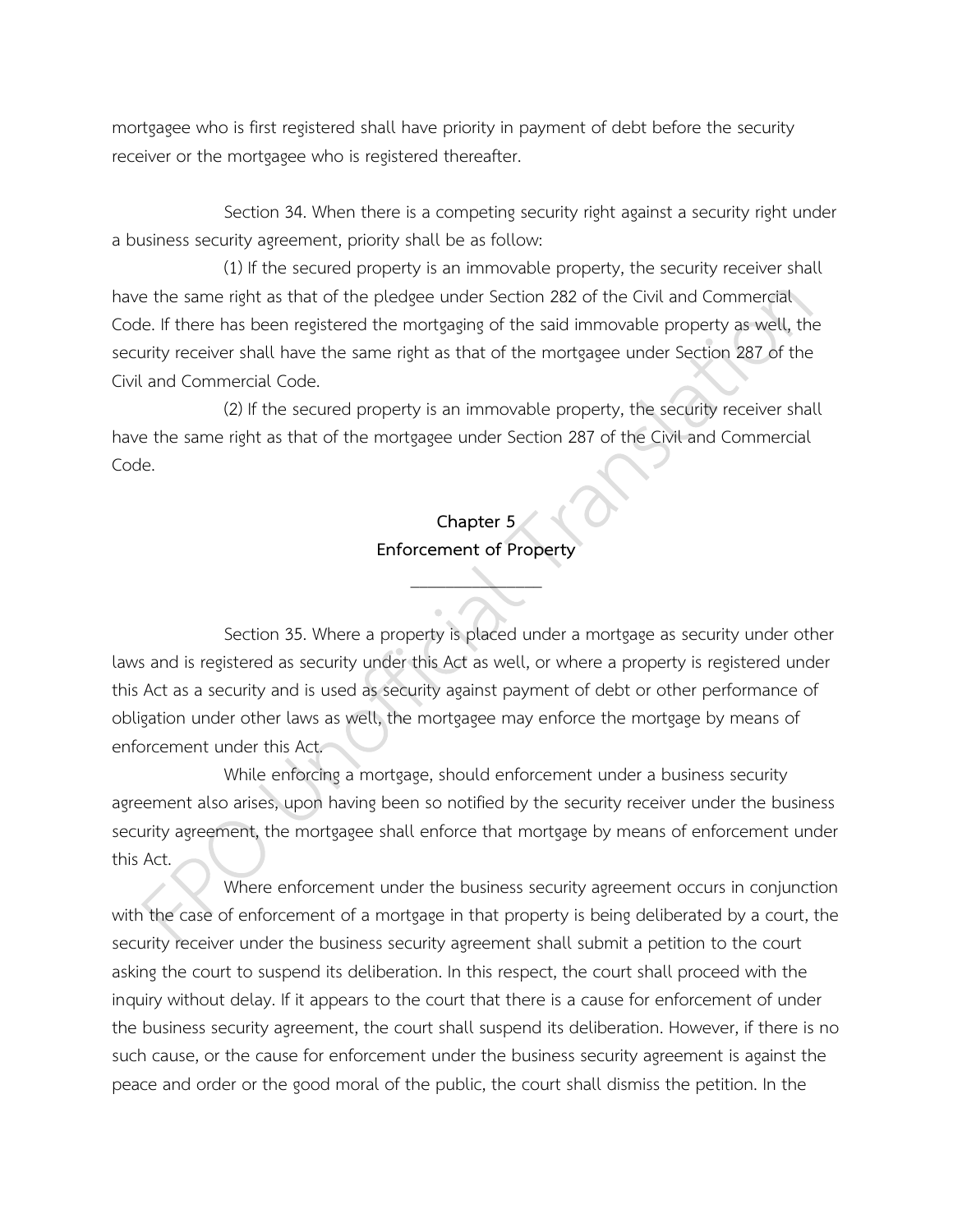mortgagee who is first registered shall have priority in payment of debt before the security receiver or the mortgagee who is registered thereafter.

Section 34. When there is a competing security right against a security right under a business security agreement, priority shall be as follow:

(1) If the secured property is an immovable property, the security receiver shall have the same right as that of the pledgee under Section 282 of the Civil and Commercial Code. If there has been registered the mortgaging of the said immovable property as well, the security receiver shall have the same right as that of the mortgagee under Section 287 of the Civil and Commercial Code.

(2) If the secured property is an immovable property, the security receiver shall have the same right as that of the mortgagee under Section 287 of the Civil and Commercial Code.

## Chapter 5
## Enforcement of Property

Section 35. Where a property is placed under a mortgage as security under other laws and is registered as security under this Act as well, or where a property is registered under this Act as a security and is used as security against payment of debt or other performance of obligation under other laws as well, the mortgagee may enforce the mortgage by means of enforcement under this Act.

While enforcing a mortgage, should enforcement under a business security agreement also arises, upon having been so notified by the security receiver under the business security agreement, the mortgagee shall enforce that mortgage by means of enforcement under this Act.

Where enforcement under the business security agreement occurs in conjunction with the case of enforcement of a mortgage in that property is being deliberated by a court, the security receiver under the business security agreement shall submit a petition to the court asking the court to suspend its deliberation. In this respect, the court shall proceed with the inquiry without delay. If it appears to the court that there is a cause for enforcement of under the business security agreement, the court shall suspend its deliberation. However, if there is no such cause, or the cause for enforcement under the business security agreement is against the peace and order or the good moral of the public, the court shall dismiss the petition. In the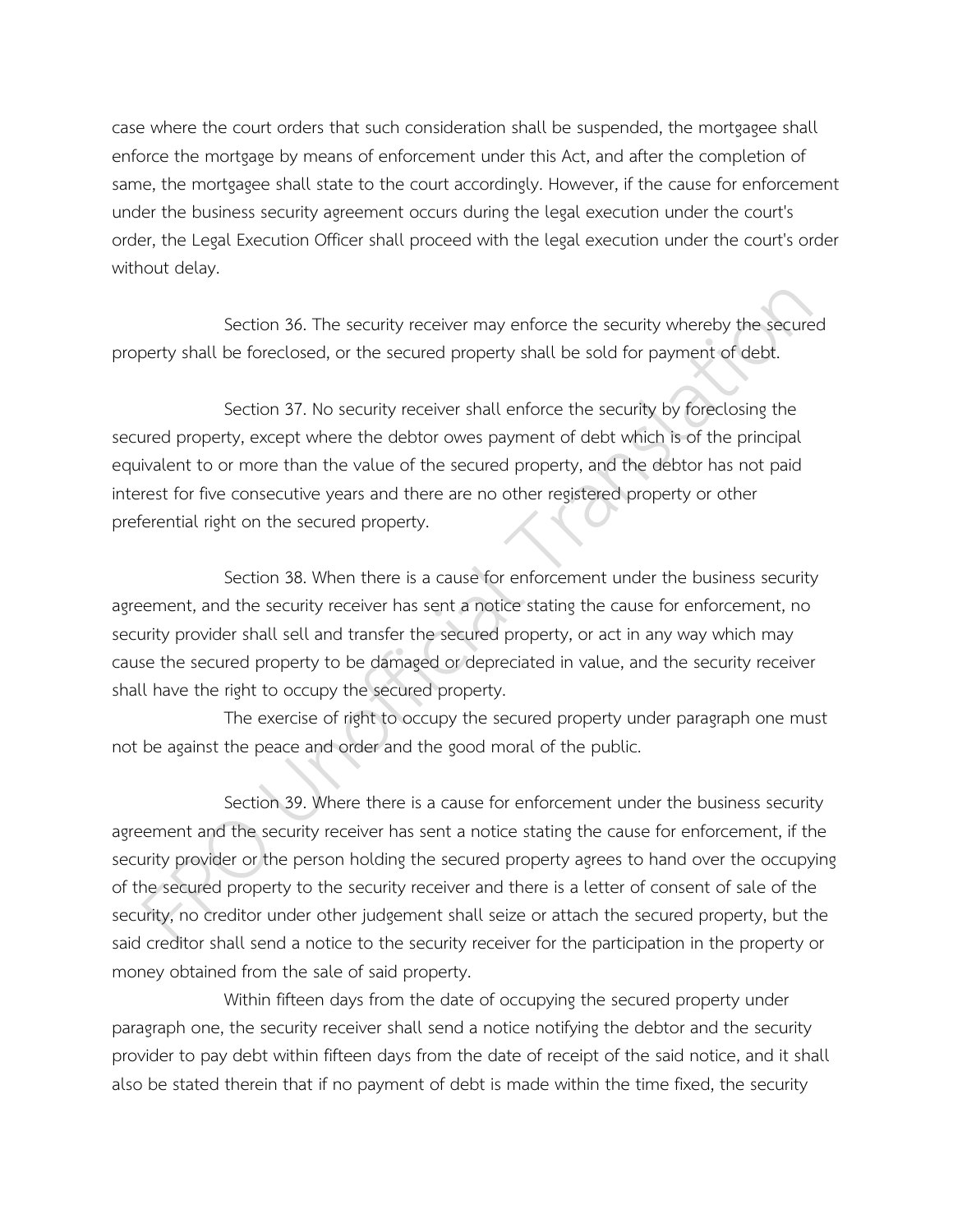case where the court orders that such consideration shall be suspended, the mortgagee shall enforce the mortgage by means of enforcement under this Act, and after the completion of same, the mortgagee shall state to the court accordingly. However, if the cause for enforcement under the business security agreement occurs during the legal execution under the court's order, the Legal Execution Officer shall proceed with the legal execution under the court's order without delay.

Section 36. The security receiver may enforce the security whereby the secured property shall be foreclosed, or the secured property shall be sold for payment of debt.

Section 37. No security receiver shall enforce the security by foreclosing the secured property, except where the debtor owes payment of debt which is of the principal equivalent to or more than the value of the secured property, and the debtor has not paid interest for five consecutive years and there are no other registered property or other preferential right on the secured property.

Section 38. When there is a cause for enforcement under the business security agreement, and the security receiver has sent a notice stating the cause for enforcement, no security provider shall sell and transfer the secured property, or act in any way which may cause the secured property to be damaged or depreciated in value, and the security receiver shall have the right to occupy the secured property.

The exercise of right to occupy the secured property under paragraph one must not be against the peace and order and the good moral of the public.

Section 39. Where there is a cause for enforcement under the business security agreement and the security receiver has sent a notice stating the cause for enforcement, if the security provider or the person holding the secured property agrees to hand over the occupying of the secured property to the security receiver and there is a letter of consent of sale of the security, no creditor under other judgement shall seize or attach the secured property, but the said creditor shall send a notice to the security receiver for the participation in the property or money obtained from the sale of said property.

Within fifteen days from the date of occupying the secured property under paragraph one, the security receiver shall send a notice notifying the debtor and the security provider to pay debt within fifteen days from the date of receipt of the said notice, and it shall also be stated therein that if no payment of debt is made within the time fixed, the security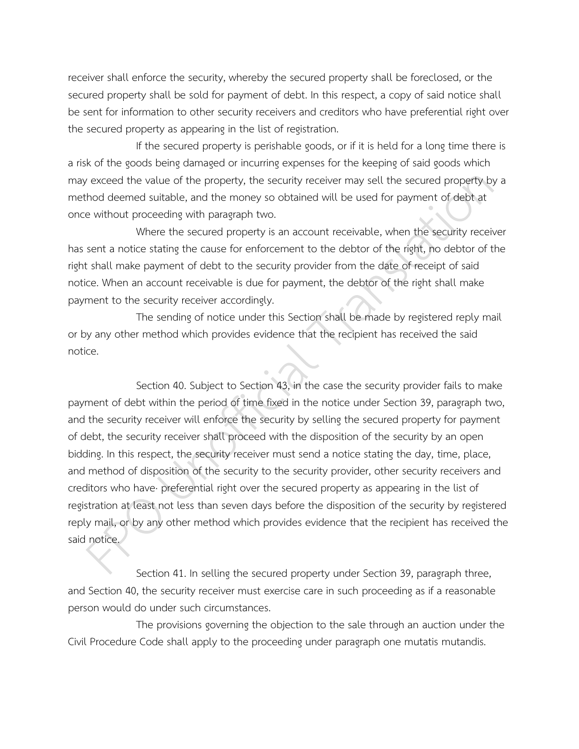receiver shall enforce the security, whereby the secured property shall be foreclosed, or the secured property shall be sold for payment of debt. In this respect, a copy of said notice shall be sent for information to other security receivers and creditors who have preferential right over the secured property as appearing in the list of registration.

If the secured property is perishable goods, or if it is held for a long time there is a risk of the goods being damaged or incurring expenses for the keeping of said goods which may exceed the value of the property, the security receiver may sell the secured property by a method deemed suitable, and the money so obtained will be used for payment of debt at once without proceeding with paragraph two.

Where the secured property is an account receivable, when the security receiver has sent a notice stating the cause for enforcement to the debtor of the right, no debtor of the right shall make payment of debt to the security provider from the date of receipt of said notice. When an account receivable is due for payment, the debtor of the right shall make payment to the security receiver accordingly.

The sending of notice under this Section shall be made by registered reply mail or by any other method which provides evidence that the recipient has received the said notice.

Section 40. Subject to Section 43, in the case the security provider fails to make payment of debt within the period of time fixed in the notice under Section 39, paragraph two, and the security receiver will enforce the security by selling the secured property for payment of debt, the security receiver shall proceed with the disposition of the security by an open bidding. In this respect, the security receiver must send a notice stating the day, time, place, and method of disposition of the security to the security provider, other security receivers and creditors who have· preferential right over the secured property as appearing in the list of registration at least not less than seven days before the disposition of the security by registered reply mail, or by any other method which provides evidence that the recipient has received the said notice.

Section 41. In selling the secured property under Section 39, paragraph three, and Section 40, the security receiver must exercise care in such proceeding as if a reasonable person would do under such circumstances.

The provisions governing the objection to the sale through an auction under the Civil Procedure Code shall apply to the proceeding under paragraph one mutatis mutandis.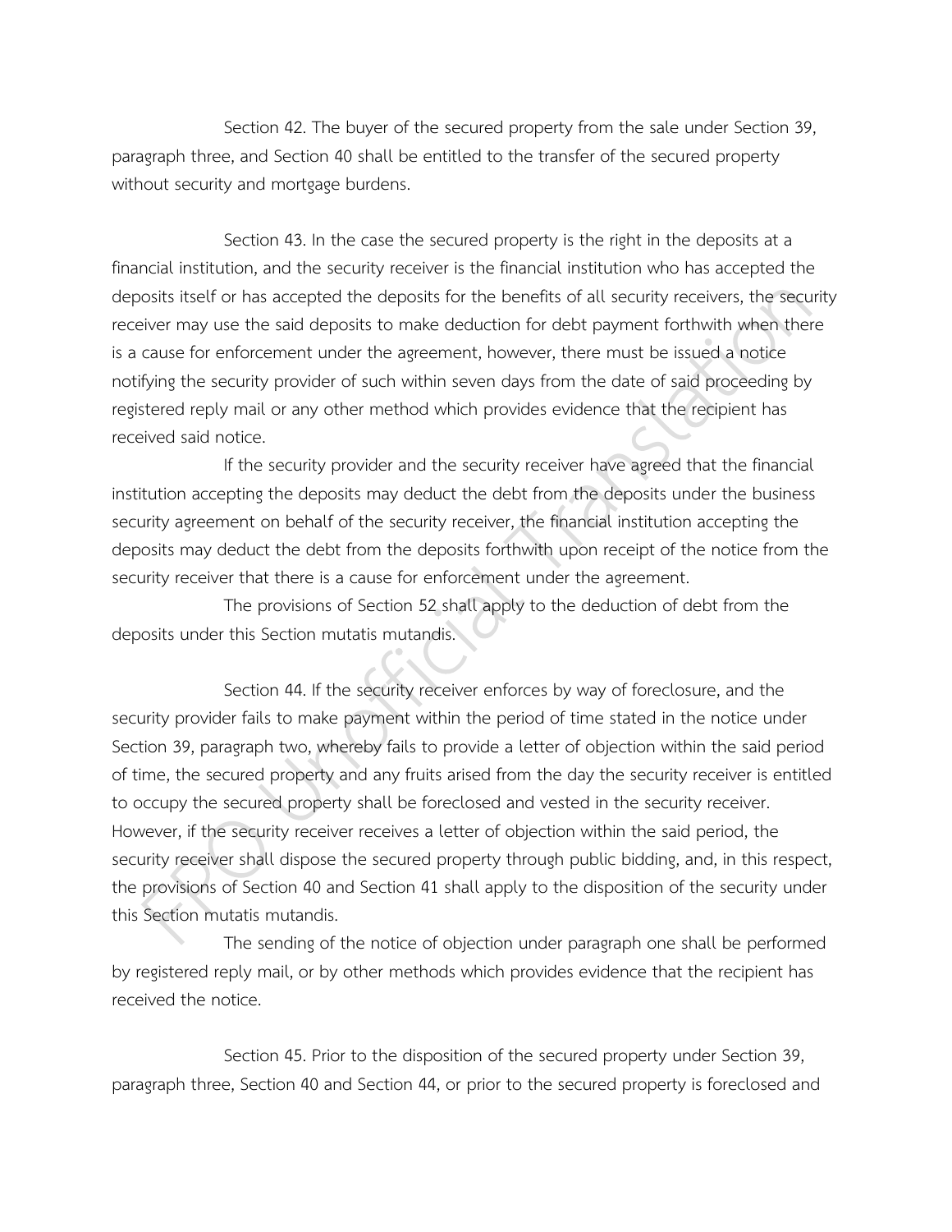Section 42. The buyer of the secured property from the sale under Section 39, paragraph three, and Section 40 shall be entitled to the transfer of the secured property without security and mortgage burdens.

Section 43. In the case the secured property is the right in the deposits at a financial institution, and the security receiver is the financial institution who has accepted the deposits itself or has accepted the deposits for the benefits of all security receivers, the security receiver may use the said deposits to make deduction for debt payment forthwith when there is a cause for enforcement under the agreement, however, there must be issued a notice notifying the security provider of such within seven days from the date of said proceeding by registered reply mail or any other method which provides evidence that the recipient has received said notice.

If the security provider and the security receiver have agreed that the financial institution accepting the deposits may deduct the debt from the deposits under the business security agreement on behalf of the security receiver, the financial institution accepting the deposits may deduct the debt from the deposits forthwith upon receipt of the notice from the security receiver that there is a cause for enforcement under the agreement.

The provisions of Section 52 shall apply to the deduction of debt from the deposits under this Section mutatis mutandis.

Section 44. If the security receiver enforces by way of foreclosure, and the security provider fails to make payment within the period of time stated in the notice under Section 39, paragraph two, whereby fails to provide a letter of objection within the said period of time, the secured property and any fruits arised from the day the security receiver is entitled to occupy the secured property shall be foreclosed and vested in the security receiver. However, if the security receiver receives a letter of objection within the said period, the security receiver shall dispose the secured property through public bidding, and, in this respect, the provisions of Section 40 and Section 41 shall apply to the disposition of the security under this Section mutatis mutandis.

The sending of the notice of objection under paragraph one shall be performed by registered reply mail, or by other methods which provides evidence that the recipient has received the notice.

Section 45. Prior to the disposition of the secured property under Section 39, paragraph three, Section 40 and Section 44, or prior to the secured property is foreclosed and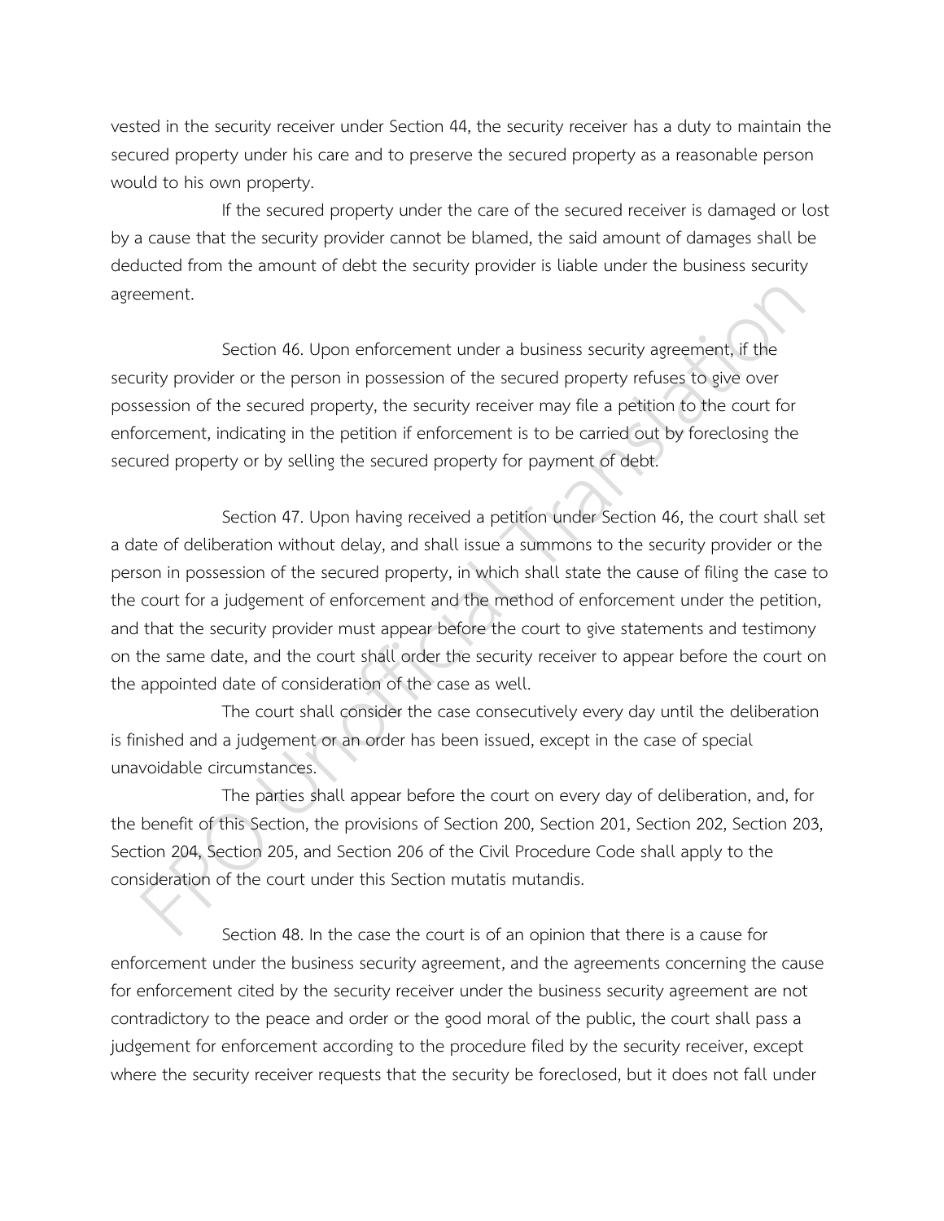vested in the security receiver under Section 44, the security receiver has a duty to maintain the secured property under his care and to preserve the secured property as a reasonable person would to his own property.

If the secured property under the care of the secured receiver is damaged or lost by a cause that the security provider cannot be blamed, the said amount of damages shall be deducted from the amount of debt the security provider is liable under the business security agreement.

Section 46. Upon enforcement under a business security agreement, if the security provider or the person in possession of the secured property refuses to give over possession of the secured property, the security receiver may file a petition to the court for enforcement, indicating in the petition if enforcement is to be carried out by foreclosing the secured property or by selling the secured property for payment of debt.

Section 47. Upon having received a petition under Section 46, the court shall set a date of deliberation without delay, and shall issue a summons to the security provider or the person in possession of the secured property, in which shall state the cause of filing the case to the court for a judgement of enforcement and the method of enforcement under the petition, and that the security provider must appear before the court to give statements and testimony on the same date, and the court shall order the security receiver to appear before the court on the appointed date of consideration of the case as well.

The court shall consider the case consecutively every day until the deliberation is finished and a judgement or an order has been issued, except in the case of special unavoidable circumstances.

The parties shall appear before the court on every day of deliberation, and, for the benefit of this Section, the provisions of Section 200, Section 201, Section 202, Section 203, Section 204, Section 205, and Section 206 of the Civil Procedure Code shall apply to the consideration of the court under this Section mutatis mutandis.

Section 48. In the case the court is of an opinion that there is a cause for enforcement under the business security agreement, and the agreements concerning the cause for enforcement cited by the security receiver under the business security agreement are not contradictory to the peace and order or the good moral of the public, the court shall pass a judgement for enforcement according to the procedure filed by the security receiver, except where the security receiver requests that the security be foreclosed, but it does not fall under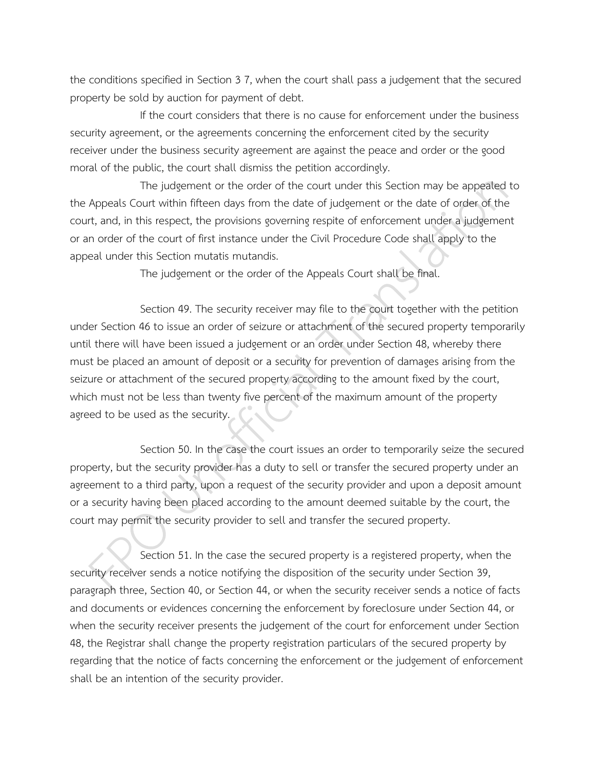the conditions specified in Section 3 7, when the court shall pass a judgement that the secured property be sold by auction for payment of debt.

If the court considers that there is no cause for enforcement under the business security agreement, or the agreements concerning the enforcement cited by the security receiver under the business security agreement are against the peace and order or the good moral of the public, the court shall dismiss the petition accordingly.

The judgement or the order of the court under this Section may be appealed to the Appeals Court within fifteen days from the date of judgement or the date of order of the court, and, in this respect, the provisions governing respite of enforcement under a judgement or an order of the court of first instance under the Civil Procedure Code shall apply to the appeal under this Section mutatis mutandis.

The judgement or the order of the Appeals Court shall be final.

Section 49. The security receiver may file to the court together with the petition under Section 46 to issue an order of seizure or attachment of the secured property temporarily until there will have been issued a judgement or an order under Section 48, whereby there must be placed an amount of deposit or a security for prevention of damages arising from the seizure or attachment of the secured property according to the amount fixed by the court, which must not be less than twenty five percent of the maximum amount of the property agreed to be used as the security.

Section 50. In the case the court issues an order to temporarily seize the secured property, but the security provider has a duty to sell or transfer the secured property under an agreement to a third party, upon a request of the security provider and upon a deposit amount or a security having been placed according to the amount deemed suitable by the court, the court may permit the security provider to sell and transfer the secured property.

Section 51. In the case the secured property is a registered property, when the security receiver sends a notice notifying the disposition of the security under Section 39, paragraph three, Section 40, or Section 44, or when the security receiver sends a notice of facts and documents or evidences concerning the enforcement by foreclosure under Section 44, or when the security receiver presents the judgement of the court for enforcement under Section 48, the Registrar shall change the property registration particulars of the secured property by regarding that the notice of facts concerning the enforcement or the judgement of enforcement shall be an intention of the security provider.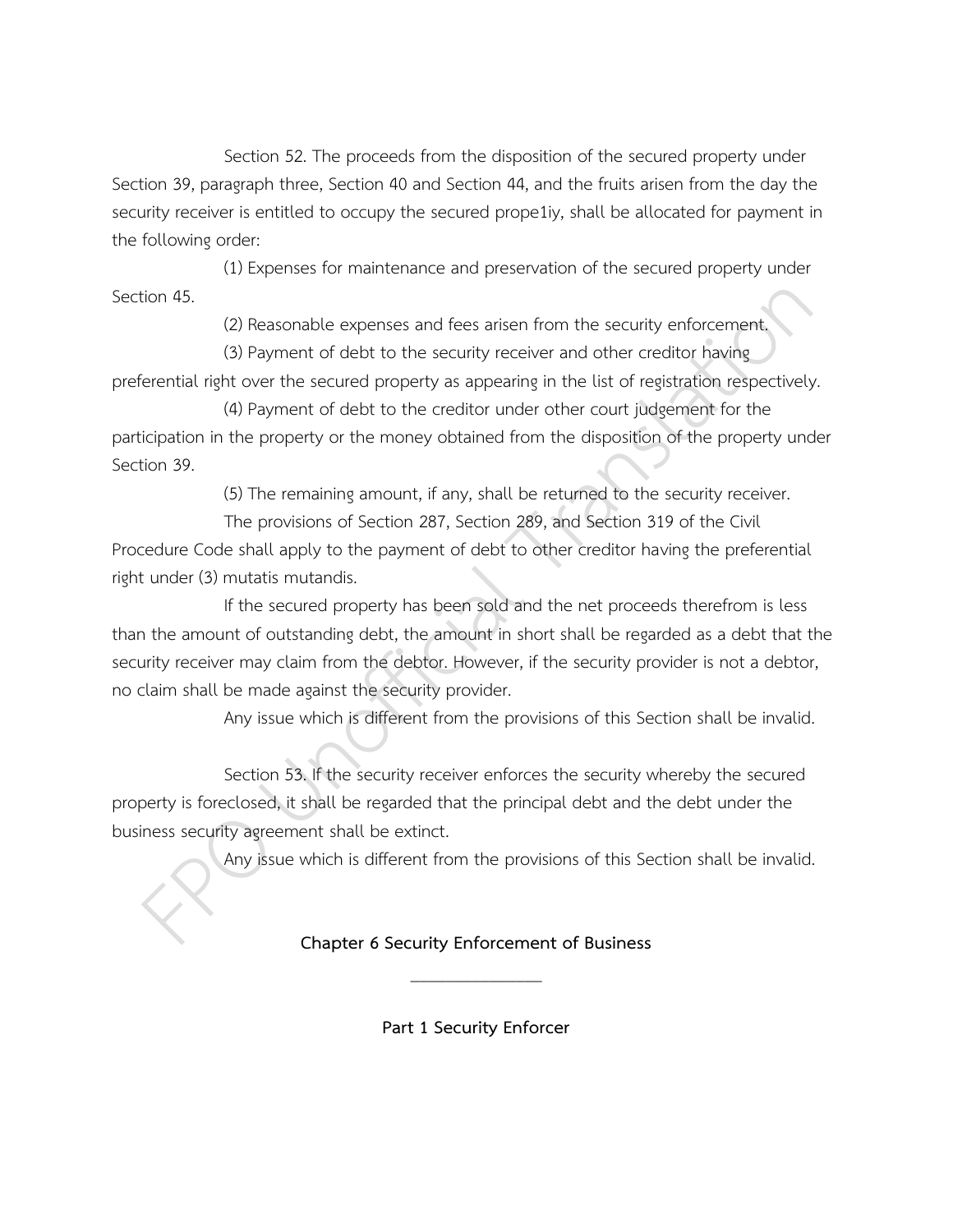Section 52. The proceeds from the disposition of the secured property under Section 39, paragraph three, Section 40 and Section 44, and the fruits arisen from the day the security receiver is entitled to occupy the secured prope1iy, shall be allocated for payment in the following order:

(1) Expenses for maintenance and preservation of the secured property under Section 45.

(2) Reasonable expenses and fees arisen from the security enforcement.

(3) Payment of debt to the security receiver and other creditor having preferential right over the secured property as appearing in the list of registration respectively.

(4) Payment of debt to the creditor under other court judgement for the participation in the property or the money obtained from the disposition of the property under Section 39.

(5) The remaining amount, if any, shall be returned to the security receiver.

The provisions of Section 287, Section 289, and Section 319 of the Civil Procedure Code shall apply to the payment of debt to other creditor having the preferential right under (3) mutatis mutandis.

If the secured property has been sold and the net proceeds therefrom is less than the amount of outstanding debt, the amount in short shall be regarded as a debt that the security receiver may claim from the debtor. However, if the security provider is not a debtor, no claim shall be made against the security provider.

Any issue which is different from the provisions of this Section shall be invalid.

Section 53. If the security receiver enforces the security whereby the secured property is foreclosed, it shall be regarded that the principal debt and the debt under the business security agreement shall be extinct.

Any issue which is different from the provisions of this Section shall be invalid.

## Chapter 6 Security Enforcement of Business

---

### Part 1 Security Enforcer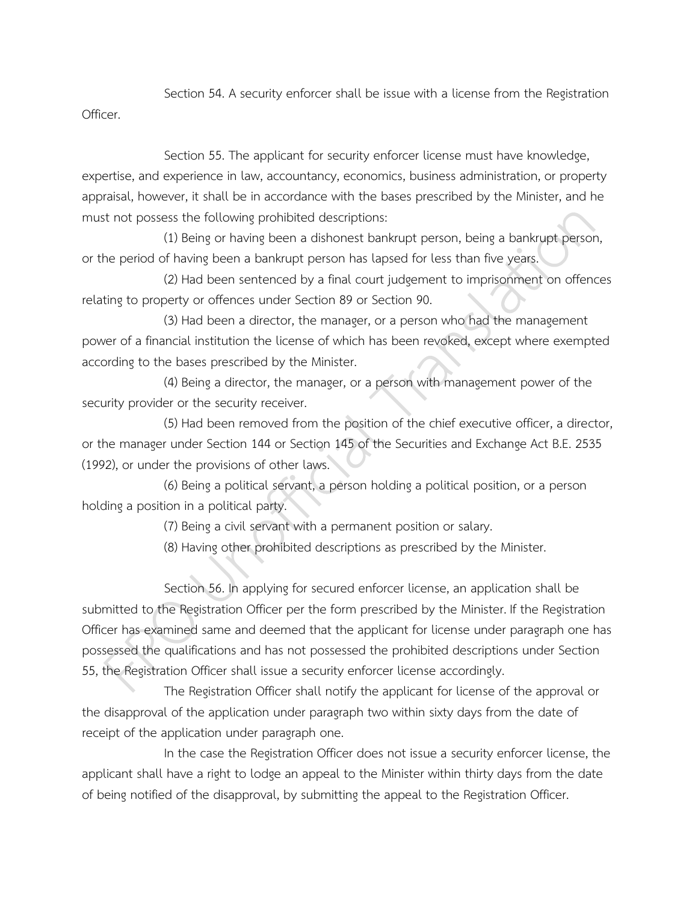Section 54. A security enforcer shall be issue with a license from the Registration Officer.

Section 55. The applicant for security enforcer license must have knowledge, expertise, and experience in law, accountancy, economics, business administration, or property appraisal, however, it shall be in accordance with the bases prescribed by the Minister, and he must not possess the following prohibited descriptions:

(1) Being or having been a dishonest bankrupt person, being a bankrupt person, or the period of having been a bankrupt person has lapsed for less than five years.

(2) Had been sentenced by a final court judgement to imprisonment on offences relating to property or offences under Section 89 or Section 90.

(3) Had been a director, the manager, or a person who had the management power of a financial institution the license of which has been revoked, except where exempted according to the bases prescribed by the Minister.

(4) Being a director, the manager, or a person with management power of the security provider or the security receiver.

(5) Had been removed from the position of the chief executive officer, a director, or the manager under Section 144 or Section 145 of the Securities and Exchange Act B.E. 2535 (1992), or under the provisions of other laws.

(6) Being a political servant, a person holding a political position, or a person holding a position in a political party.

(7) Being a civil servant with a permanent position or salary.

(8) Having other prohibited descriptions as prescribed by the Minister.

Section 56. In applying for secured enforcer license, an application shall be submitted to the Registration Officer per the form prescribed by the Minister. If the Registration Officer has examined same and deemed that the applicant for license under paragraph one has possessed the qualifications and has not possessed the prohibited descriptions under Section 55, the Registration Officer shall issue a security enforcer license accordingly.

The Registration Officer shall notify the applicant for license of the approval or the disapproval of the application under paragraph two within sixty days from the date of receipt of the application under paragraph one.

In the case the Registration Officer does not issue a security enforcer license, the applicant shall have a right to lodge an appeal to the Minister within thirty days from the date of being notified of the disapproval, by submitting the appeal to the Registration Officer.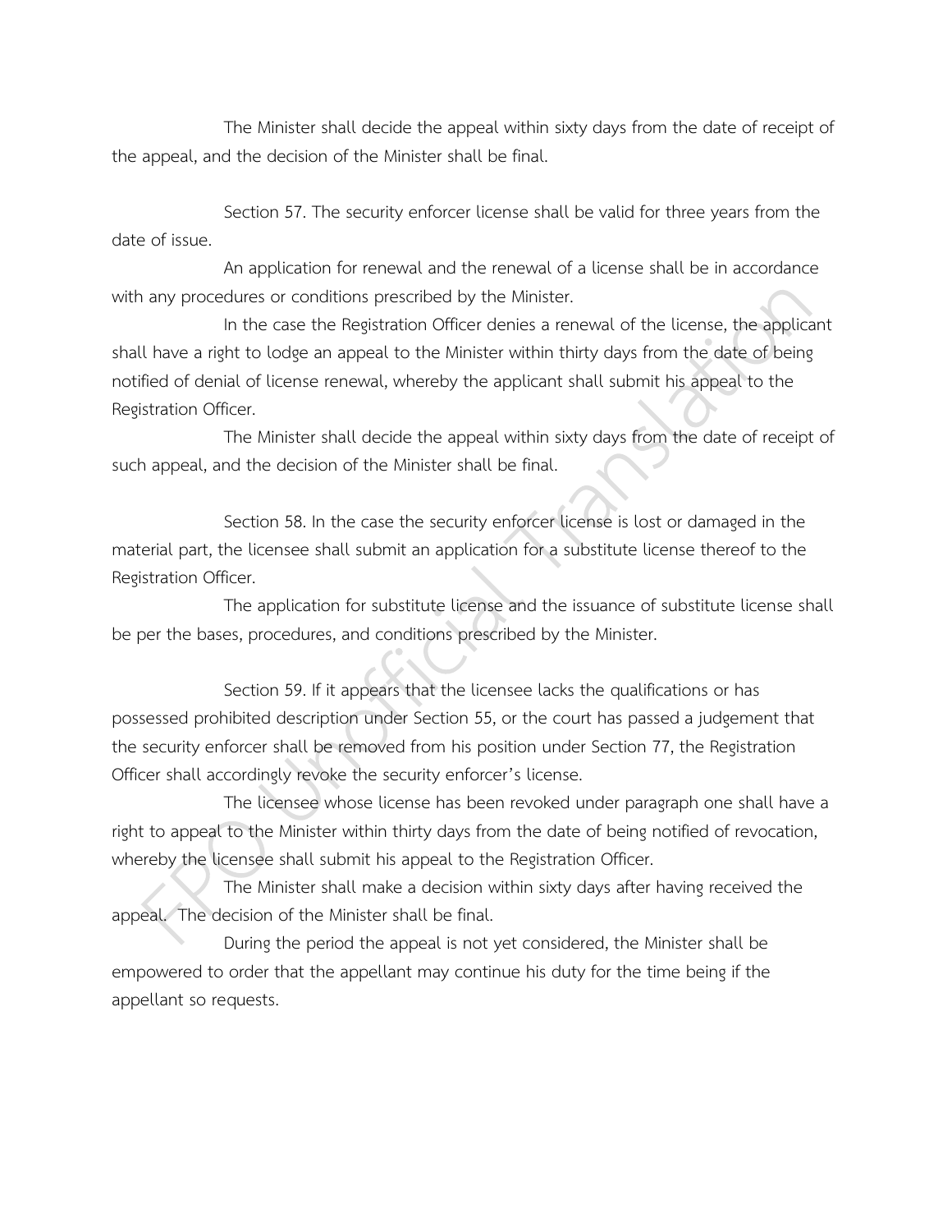The Minister shall decide the appeal within sixty days from the date of receipt of the appeal, and the decision of the Minister shall be final.

Section 57. The security enforcer license shall be valid for three years from the date of issue.

An application for renewal and the renewal of a license shall be in accordance with any procedures or conditions prescribed by the Minister.

In the case the Registration Officer denies a renewal of the license, the applicant shall have a right to lodge an appeal to the Minister within thirty days from the date of being notified of denial of license renewal, whereby the applicant shall submit his appeal to the Registration Officer.

The Minister shall decide the appeal within sixty days from the date of receipt of such appeal, and the decision of the Minister shall be final.

Section 58. In the case the security enforcer license is lost or damaged in the material part, the licensee shall submit an application for a substitute license thereof to the Registration Officer.

The application for substitute license and the issuance of substitute license shall be per the bases, procedures, and conditions prescribed by the Minister.

Section 59. If it appears that the licensee lacks the qualifications or has possessed prohibited description under Section 55, or the court has passed a judgement that the security enforcer shall be removed from his position under Section 77, the Registration Officer shall accordingly revoke the security enforcer's license.

The licensee whose license has been revoked under paragraph one shall have a right to appeal to the Minister within thirty days from the date of being notified of revocation, whereby the licensee shall submit his appeal to the Registration Officer.

The Minister shall make a decision within sixty days after having received the appeal. The decision of the Minister shall be final.

During the period the appeal is not yet considered, the Minister shall be empowered to order that the appellant may continue his duty for the time being if the appellant so requests.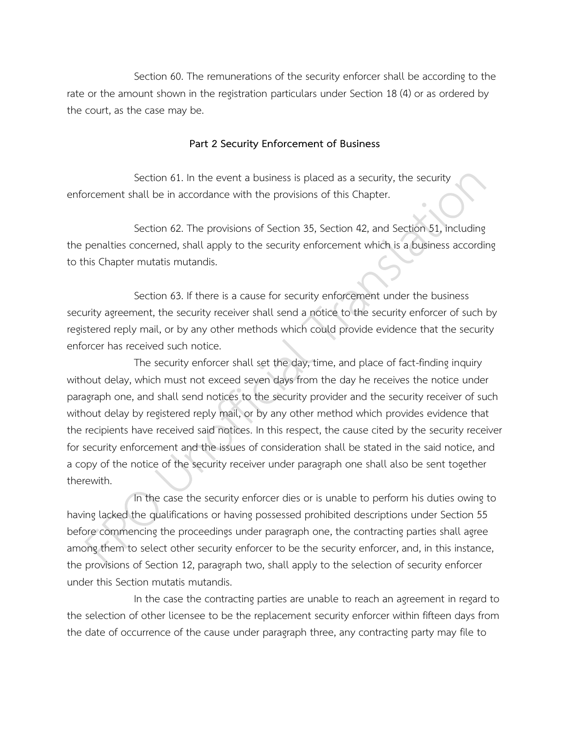Section 60. The remunerations of the security enforcer shall be according to the rate or the amount shown in the registration particulars under Section 18 (4) or as ordered by the court, as the case may be.

## Part 2 Security Enforcement of Business

Section 61. In the event a business is placed as a security, the security enforcement shall be in accordance with the provisions of this Chapter.

Section 62. The provisions of Section 35, Section 42, and Section 51, including the penalties concerned, shall apply to the security enforcement which is a business according to this Chapter mutatis mutandis.

Section 63. If there is a cause for security enforcement under the business security agreement, the security receiver shall send a notice to the security enforcer of such by registered reply mail, or by any other methods which could provide evidence that the security enforcer has received such notice.

The security enforcer shall set the day, time, and place of fact-finding inquiry without delay, which must not exceed seven days from the day he receives the notice under paragraph one, and shall send notices to the security provider and the security receiver of such without delay by registered reply mail, or by any other method which provides evidence that the recipients have received said notices. In this respect, the cause cited by the security receiver for security enforcement and the issues of consideration shall be stated in the said notice, and a copy of the notice of the security receiver under paragraph one shall also be sent together therewith.

In the case the security enforcer dies or is unable to perform his duties owing to having lacked the qualifications or having possessed prohibited descriptions under Section 55 before commencing the proceedings under paragraph one, the contracting parties shall agree among them to select other security enforcer to be the security enforcer, and, in this instance, the provisions of Section 12, paragraph two, shall apply to the selection of security enforcer under this Section mutatis mutandis.

In the case the contracting parties are unable to reach an agreement in regard to the selection of other licensee to be the replacement security enforcer within fifteen days from the date of occurrence of the cause under paragraph three, any contracting party may file to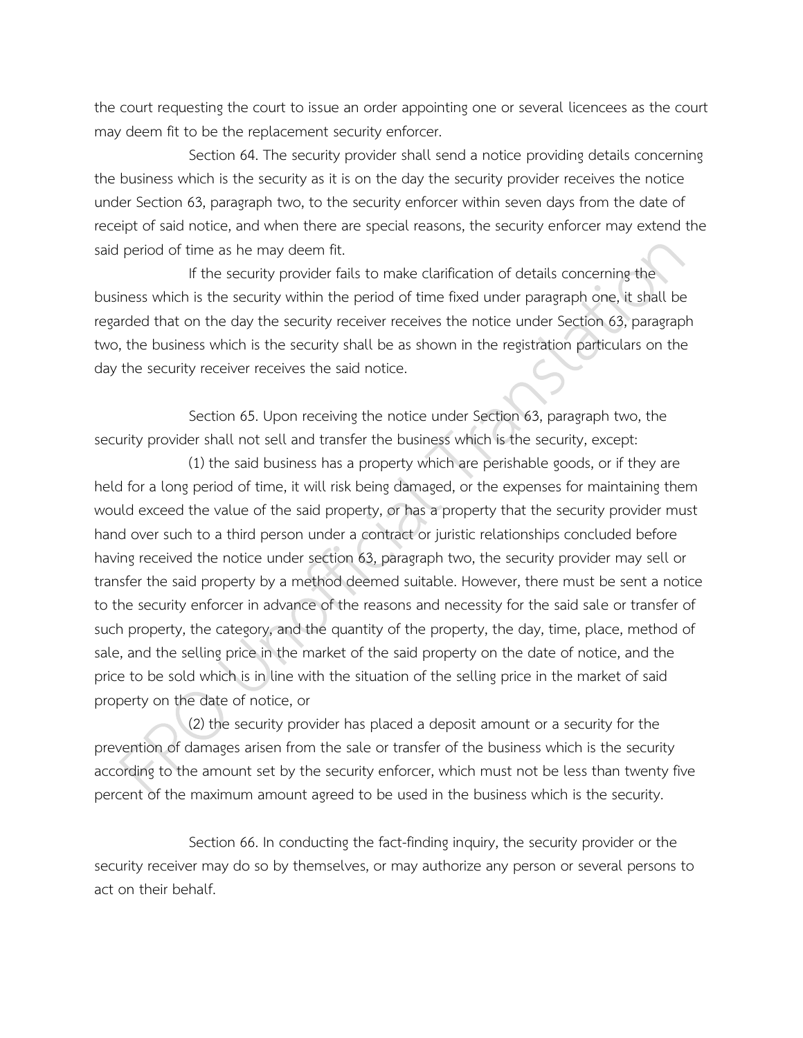the court requesting the court to issue an order appointing one or several licencees as the court may deem fit to be the replacement security enforcer.

Section 64. The security provider shall send a notice providing details concerning the business which is the security as it is on the day the security provider receives the notice under Section 63, paragraph two, to the security enforcer within seven days from the date of receipt of said notice, and when there are special reasons, the security enforcer may extend the said period of time as he may deem fit.

If the security provider fails to make clarification of details concerning the business which is the security within the period of time fixed under paragraph one, it shall be regarded that on the day the security receiver receives the notice under Section 63, paragraph two, the business which is the security shall be as shown in the registration particulars on the day the security receiver receives the said notice.

Section 65. Upon receiving the notice under Section 63, paragraph two, the security provider shall not sell and transfer the business which is the security, except:

(1) the said business has a property which are perishable goods, or if they are held for a long period of time, it will risk being damaged, or the expenses for maintaining them would exceed the value of the said property, or has a property that the security provider must hand over such to a third person under a contract or juristic relationships concluded before having received the notice under section 63, paragraph two, the security provider may sell or transfer the said property by a method deemed suitable. However, there must be sent a notice to the security enforcer in advance of the reasons and necessity for the said sale or transfer of such property, the category, and the quantity of the property, the day, time, place, method of sale, and the selling price in the market of the said property on the date of notice, and the price to be sold which is in line with the situation of the selling price in the market of said property on the date of notice, or

(2) the security provider has placed a deposit amount or a security for the prevention of damages arisen from the sale or transfer of the business which is the security according to the amount set by the security enforcer, which must not be less than twenty five percent of the maximum amount agreed to be used in the business which is the security.

Section 66. In conducting the fact-finding inquiry, the security provider or the security receiver may do so by themselves, or may authorize any person or several persons to act on their behalf.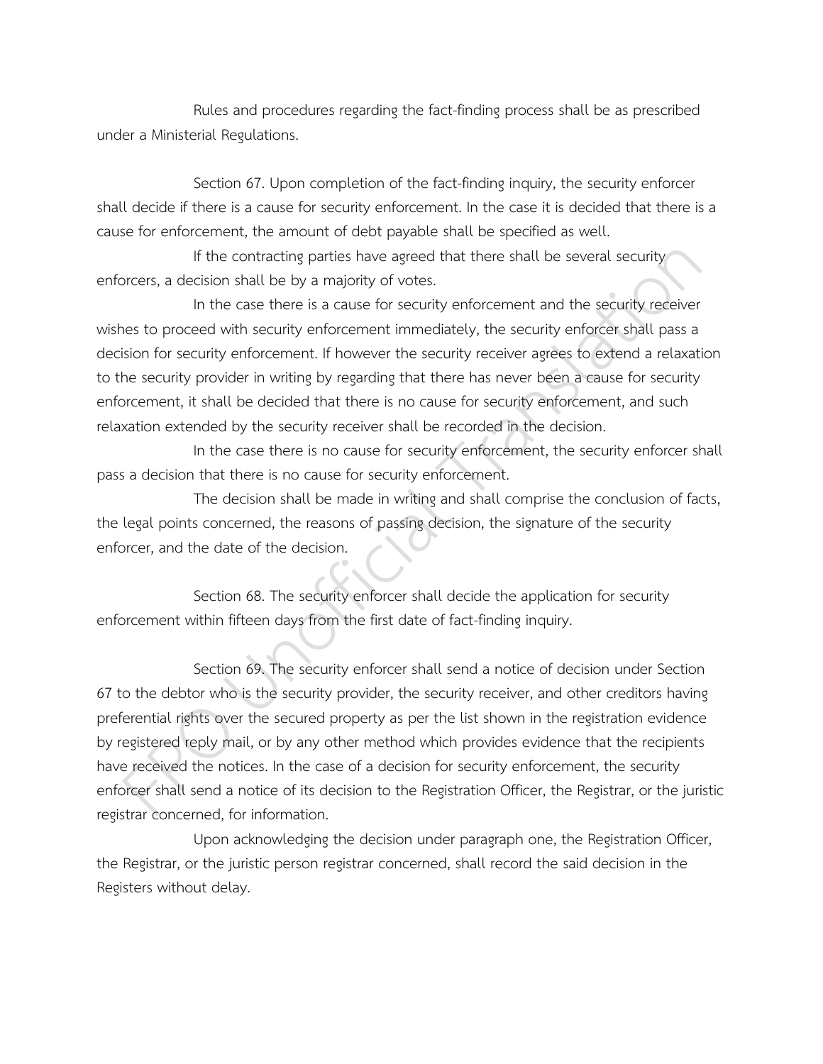Rules and procedures regarding the fact-finding process shall be as prescribed under a Ministerial Regulations.

Section 67. Upon completion of the fact-finding inquiry, the security enforcer shall decide if there is a cause for security enforcement. In the case it is decided that there is a cause for enforcement, the amount of debt payable shall be specified as well.

If the contracting parties have agreed that there shall be several security enforcers, a decision shall be by a majority of votes.

In the case there is a cause for security enforcement and the security receiver wishes to proceed with security enforcement immediately, the security enforcer shall pass a decision for security enforcement. If however the security receiver agrees to extend a relaxation to the security provider in writing by regarding that there has never been a cause for security enforcement, it shall be decided that there is no cause for security enforcement, and such relaxation extended by the security receiver shall be recorded in the decision.

In the case there is no cause for security enforcement, the security enforcer shall pass a decision that there is no cause for security enforcement.

The decision shall be made in writing and shall comprise the conclusion of facts, the legal points concerned, the reasons of passing decision, the signature of the security enforcer, and the date of the decision.

Section 68. The security enforcer shall decide the application for security enforcement within fifteen days from the first date of fact-finding inquiry.

Section 69. The security enforcer shall send a notice of decision under Section 67 to the debtor who is the security provider, the security receiver, and other creditors having preferential rights over the secured property as per the list shown in the registration evidence by registered reply mail, or by any other method which provides evidence that the recipients have received the notices. In the case of a decision for security enforcement, the security enforcer shall send a notice of its decision to the Registration Officer, the Registrar, or the juristic registrar concerned, for information.

Upon acknowledging the decision under paragraph one, the Registration Officer, the Registrar, or the juristic person registrar concerned, shall record the said decision in the Registers without delay.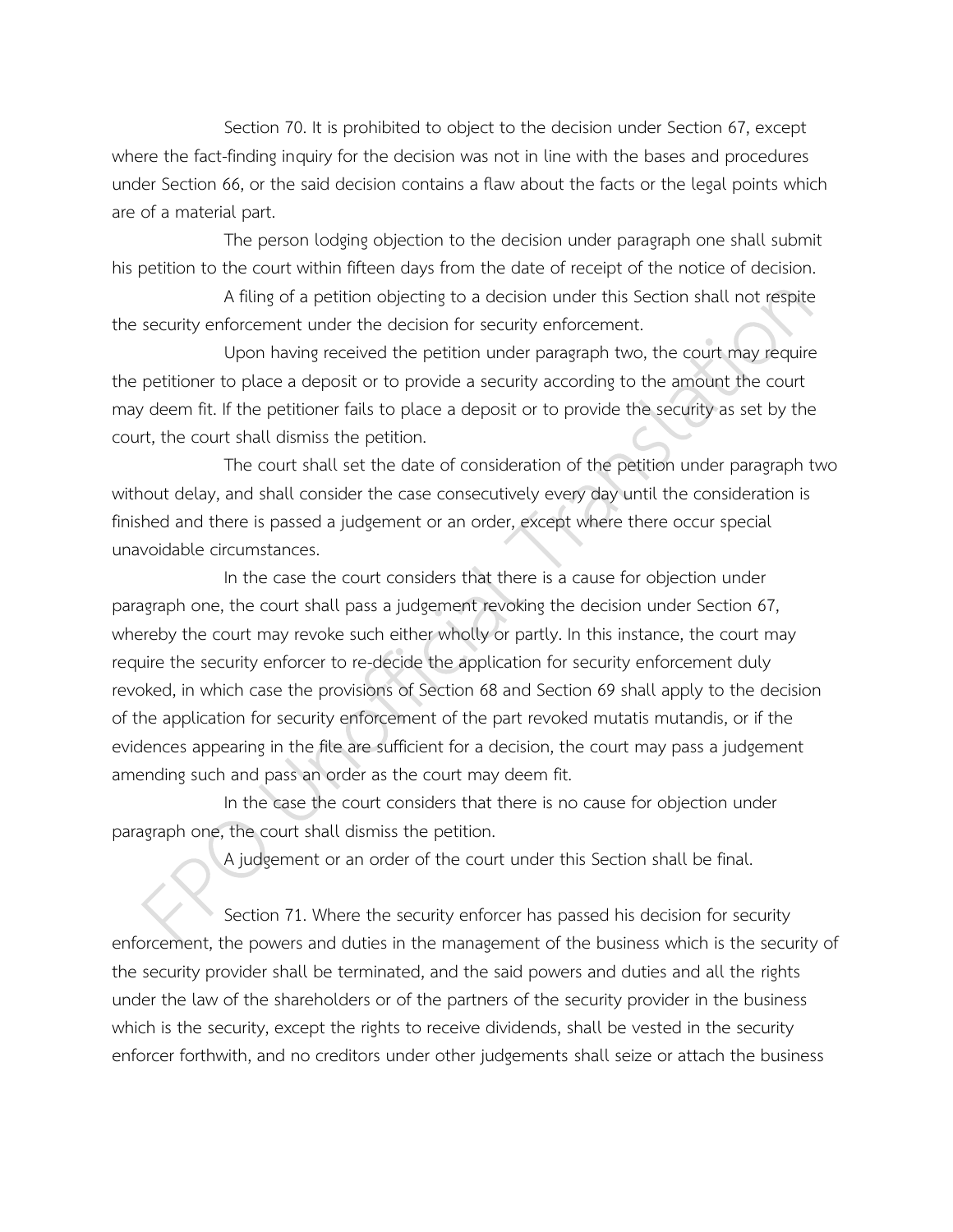Section 70. It is prohibited to object to the decision under Section 67, except where the fact-finding inquiry for the decision was not in line with the bases and procedures under Section 66, or the said decision contains a flaw about the facts or the legal points which are of a material part.

The person lodging objection to the decision under paragraph one shall submit his petition to the court within fifteen days from the date of receipt of the notice of decision.

A filing of a petition objecting to a decision under this Section shall not respite the security enforcement under the decision for security enforcement.

Upon having received the petition under paragraph two, the court may require the petitioner to place a deposit or to provide a security according to the amount the court may deem fit. If the petitioner fails to place a deposit or to provide the security as set by the court, the court shall dismiss the petition.

The court shall set the date of consideration of the petition under paragraph two without delay, and shall consider the case consecutively every day until the consideration is finished and there is passed a judgement or an order, except where there occur special unavoidable circumstances.

In the case the court considers that there is a cause for objection under paragraph one, the court shall pass a judgement revoking the decision under Section 67, whereby the court may revoke such either wholly or partly. In this instance, the court may require the security enforcer to re-decide the application for security enforcement duly revoked, in which case the provisions of Section 68 and Section 69 shall apply to the decision of the application for security enforcement of the part revoked mutatis mutandis, or if the evidences appearing in the file are sufficient for a decision, the court may pass a judgement amending such and pass an order as the court may deem fit.

In the case the court considers that there is no cause for objection under paragraph one, the court shall dismiss the petition.

A judgement or an order of the court under this Section shall be final.

Section 71. Where the security enforcer has passed his decision for security enforcement, the powers and duties in the management of the business which is the security of the security provider shall be terminated, and the said powers and duties and all the rights under the law of the shareholders or of the partners of the security provider in the business which is the security, except the rights to receive dividends, shall be vested in the security enforcer forthwith, and no creditors under other judgements shall seize or attach the business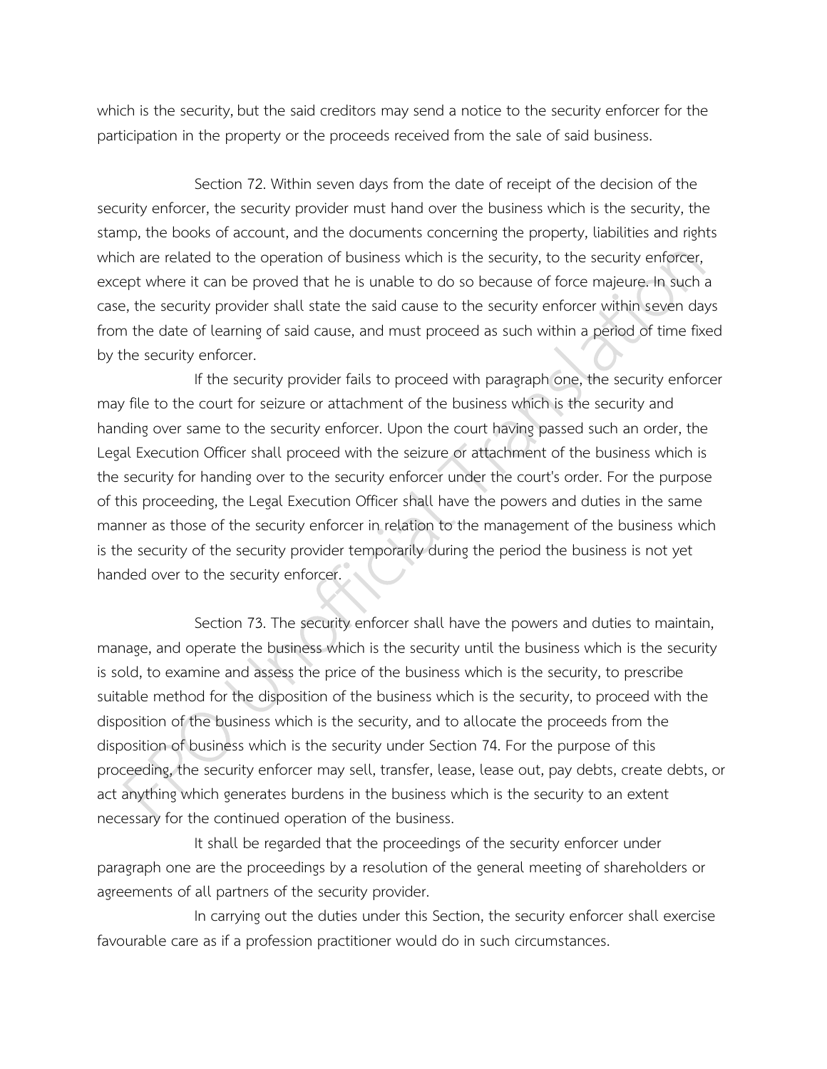which is the security, but the said creditors may send a notice to the security enforcer for the participation in the property or the proceeds received from the sale of said business.

Section 72. Within seven days from the date of receipt of the decision of the security enforcer, the security provider must hand over the business which is the security, the stamp, the books of account, and the documents concerning the property, liabilities and rights which are related to the operation of business which is the security, to the security enforcer, except where it can be proved that he is unable to do so because of force majeure. In such a case, the security provider shall state the said cause to the security enforcer within seven days from the date of learning of said cause, and must proceed as such within a period of time fixed by the security enforcer.

If the security provider fails to proceed with paragraph one, the security enforcer may file to the court for seizure or attachment of the business which is the security and handing over same to the security enforcer. Upon the court having passed such an order, the Legal Execution Officer shall proceed with the seizure or attachment of the business which is the security for handing over to the security enforcer under the court's order. For the purpose of this proceeding, the Legal Execution Officer shall have the powers and duties in the same manner as those of the security enforcer in relation to the management of the business which is the security of the security provider temporarily during the period the business is not yet handed over to the security enforcer.

Section 73. The security enforcer shall have the powers and duties to maintain, manage, and operate the business which is the security until the business which is the security is sold, to examine and assess the price of the business which is the security, to prescribe suitable method for the disposition of the business which is the security, to proceed with the disposition of the business which is the security, and to allocate the proceeds from the disposition of business which is the security under Section 74. For the purpose of this proceeding, the security enforcer may sell, transfer, lease, lease out, pay debts, create debts, or act anything which generates burdens in the business which is the security to an extent necessary for the continued operation of the business.

It shall be regarded that the proceedings of the security enforcer under paragraph one are the proceedings by a resolution of the general meeting of shareholders or agreements of all partners of the security provider.

In carrying out the duties under this Section, the security enforcer shall exercise favourable care as if a profession practitioner would do in such circumstances.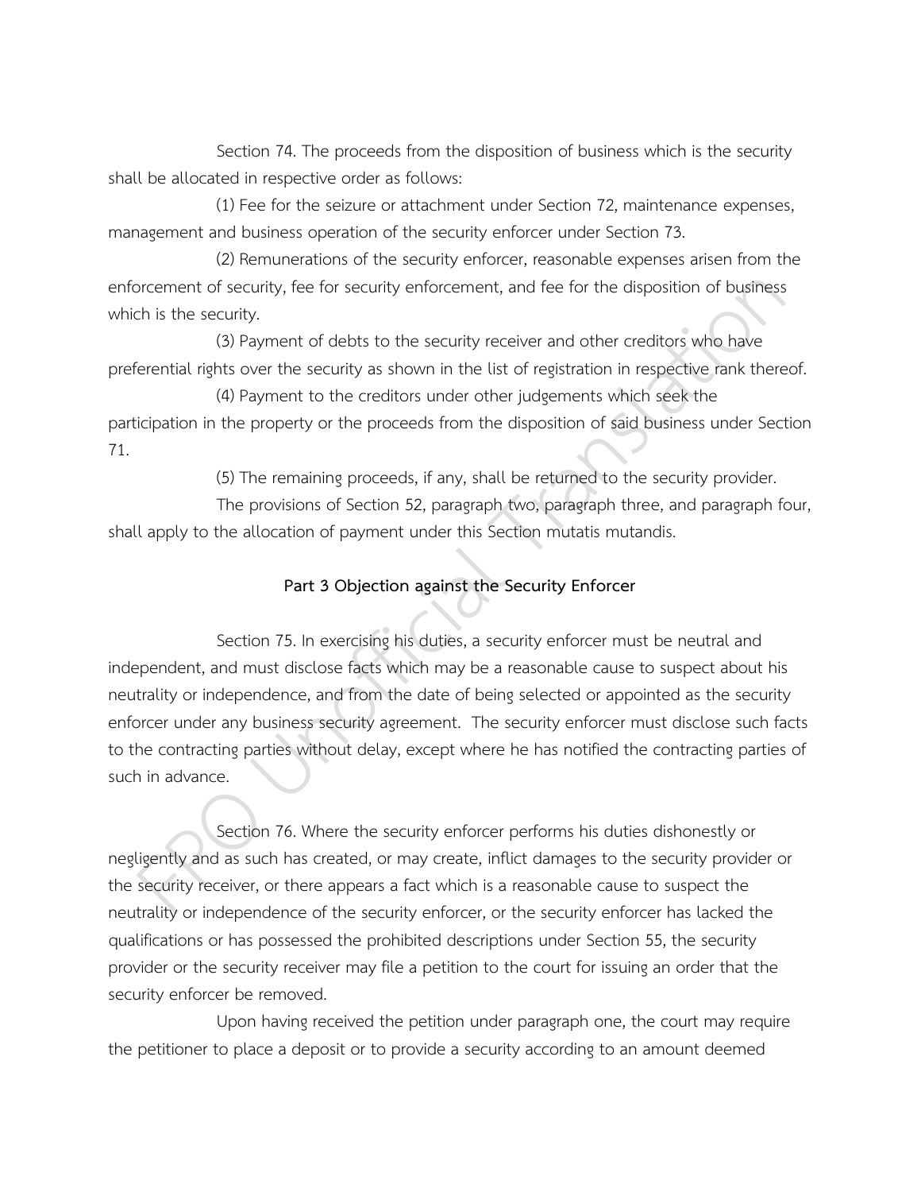Section 74. The proceeds from the disposition of business which is the security shall be allocated in respective order as follows:

(1) Fee for the seizure or attachment under Section 72, maintenance expenses, management and business operation of the security enforcer under Section 73.

(2) Remunerations of the security enforcer, reasonable expenses arisen from the enforcement of security, fee for security enforcement, and fee for the disposition of business which is the security.

(3) Payment of debts to the security receiver and other creditors who have preferential rights over the security as shown in the list of registration in respective rank thereof.

(4) Payment to the creditors under other judgements which seek the participation in the property or the proceeds from the disposition of said business under Section 71.

(5) The remaining proceeds, if any, shall be returned to the security provider.

The provisions of Section 52, paragraph two, paragraph three, and paragraph four, shall apply to the allocation of payment under this Section mutatis mutandis.

**Part 3 Objection against the Security Enforcer**

Section 75. In exercising his duties, a security enforcer must be neutral and independent, and must disclose facts which may be a reasonable cause to suspect about his neutrality or independence, and from the date of being selected or appointed as the security enforcer under any business security agreement. The security enforcer must disclose such facts to the contracting parties without delay, except where he has notified the contracting parties of such in advance.

Section 76. Where the security enforcer performs his duties dishonestly or negligently and as such has created, or may create, inflict damages to the security provider or the security receiver, or there appears a fact which is a reasonable cause to suspect the neutrality or independence of the security enforcer, or the security enforcer has lacked the qualifications or has possessed the prohibited descriptions under Section 55, the security provider or the security receiver may file a petition to the court for issuing an order that the security enforcer be removed.

Upon having received the petition under paragraph one, the court may require the petitioner to place a deposit or to provide a security according to an amount deemed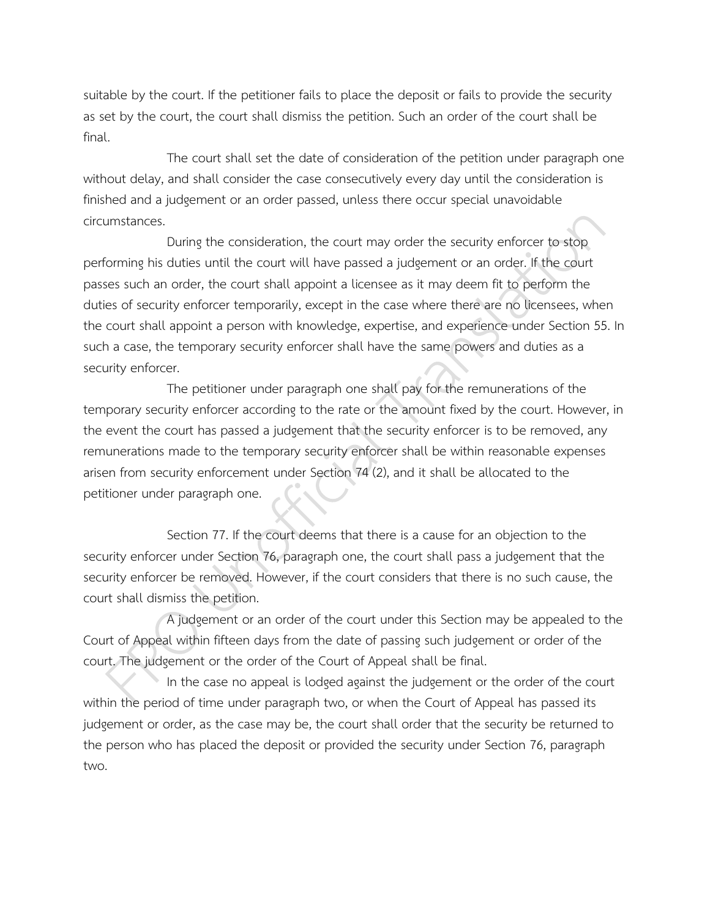suitable by the court. If the petitioner fails to place the deposit or fails to provide the security as set by the court, the court shall dismiss the petition. Such an order of the court shall be final.

The court shall set the date of consideration of the petition under paragraph one without delay, and shall consider the case consecutively every day until the consideration is finished and a judgement or an order passed, unless there occur special unavoidable circumstances.

During the consideration, the court may order the security enforcer to stop performing his duties until the court will have passed a judgement or an order. If the court passes such an order, the court shall appoint a licensee as it may deem fit to perform the duties of security enforcer temporarily, except in the case where there are no licensees, when the court shall appoint a person with knowledge, expertise, and experience under Section 55. In such a case, the temporary security enforcer shall have the same powers and duties as a security enforcer.

The petitioner under paragraph one shall pay for the remunerations of the temporary security enforcer according to the rate or the amount fixed by the court. However, in the event the court has passed a judgement that the security enforcer is to be removed, any remunerations made to the temporary security enforcer shall be within reasonable expenses arisen from security enforcement under Section 74 (2), and it shall be allocated to the petitioner under paragraph one.

Section 77. If the court deems that there is a cause for an objection to the security enforcer under Section 76, paragraph one, the court shall pass a judgement that the security enforcer be removed. However, if the court considers that there is no such cause, the court shall dismiss the petition.

A judgement or an order of the court under this Section may be appealed to the Court of Appeal within fifteen days from the date of passing such judgement or order of the court. The judgement or the order of the Court of Appeal shall be final.

In the case no appeal is lodged against the judgement or the order of the court within the period of time under paragraph two, or when the Court of Appeal has passed its judgement or order, as the case may be, the court shall order that the security be returned to the person who has placed the deposit or provided the security under Section 76, paragraph two.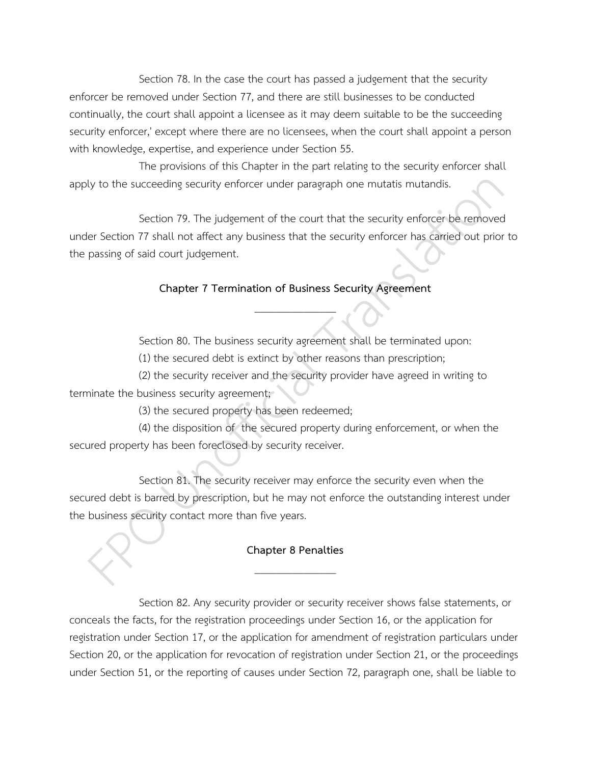Section 78. In the case the court has passed a judgement that the security enforcer be removed under Section 77, and there are still businesses to be conducted continually, the court shall appoint a licensee as it may deem suitable to be the succeeding security enforcer,' except where there are no licensees, when the court shall appoint a person with knowledge, expertise, and experience under Section 55.

The provisions of this Chapter in the part relating to the security enforcer shall apply to the succeeding security enforcer under paragraph one mutatis mutandis.

Section 79. The judgement of the court that the security enforcer be removed under Section 77 shall not affect any business that the security enforcer has carried out prior to the passing of said court judgement.

## Chapter 7 Termination of Business Security Agreement

Section 80. The business security agreement shall be terminated upon:

(1) the secured debt is extinct by other reasons than prescription;

(2) the security receiver and the security provider have agreed in writing to terminate the business security agreement;

(3) the secured property has been redeemed;

(4) the disposition of the secured property during enforcement, or when the secured property has been foreclosed by security receiver.

Section 81. The security receiver may enforce the security even when the secured debt is barred by prescription, but he may not enforce the outstanding interest under the business security contact more than five years.

## Chapter 8 Penalties

Section 82. Any security provider or security receiver shows false statements, or conceals the facts, for the registration proceedings under Section 16, or the application for registration under Section 17, or the application for amendment of registration particulars under Section 20, or the application for revocation of registration under Section 21, or the proceedings under Section 51, or the reporting of causes under Section 72, paragraph one, shall be liable to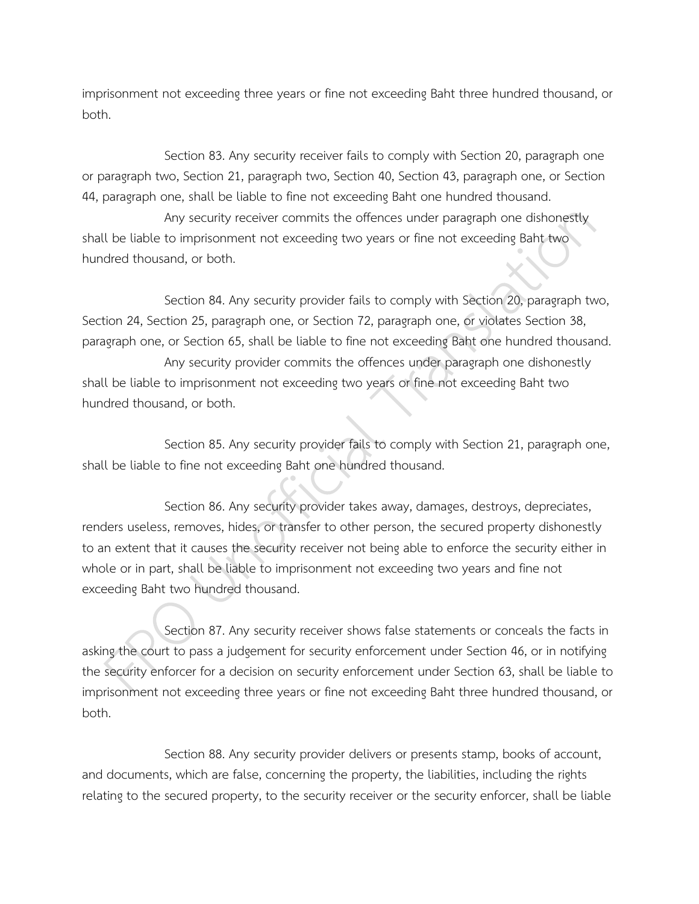imprisonment not exceeding three years or fine not exceeding Baht three hundred thousand, or both.

Section 83. Any security receiver fails to comply with Section 20, paragraph one or paragraph two, Section 21, paragraph two, Section 40, Section 43, paragraph one, or Section 44, paragraph one, shall be liable to fine not exceeding Baht one hundred thousand.

Any security receiver commits the offences under paragraph one dishonestly shall be liable to imprisonment not exceeding two years or fine not exceeding Baht two hundred thousand, or both.

Section 84. Any security provider fails to comply with Section 20, paragraph two, Section 24, Section 25, paragraph one, or Section 72, paragraph one, or violates Section 38, paragraph one, or Section 65, shall be liable to fine not exceeding Baht one hundred thousand.

Any security provider commits the offences under paragraph one dishonestly shall be liable to imprisonment not exceeding two years or fine not exceeding Baht two hundred thousand, or both.

Section 85. Any security provider fails to comply with Section 21, paragraph one, shall be liable to fine not exceeding Baht one hundred thousand.

Section 86. Any security provider takes away, damages, destroys, depreciates, renders useless, removes, hides, or transfer to other person, the secured property dishonestly to an extent that it causes the security receiver not being able to enforce the security either in whole or in part, shall be liable to imprisonment not exceeding two years and fine not exceeding Baht two hundred thousand.

Section 87. Any security receiver shows false statements or conceals the facts in asking the court to pass a judgement for security enforcement under Section 46, or in notifying the security enforcer for a decision on security enforcement under Section 63, shall be liable to imprisonment not exceeding three years or fine not exceeding Baht three hundred thousand, or both.

Section 88. Any security provider delivers or presents stamp, books of account, and documents, which are false, concerning the property, the liabilities, including the rights relating to the secured property, to the security receiver or the security enforcer, shall be liable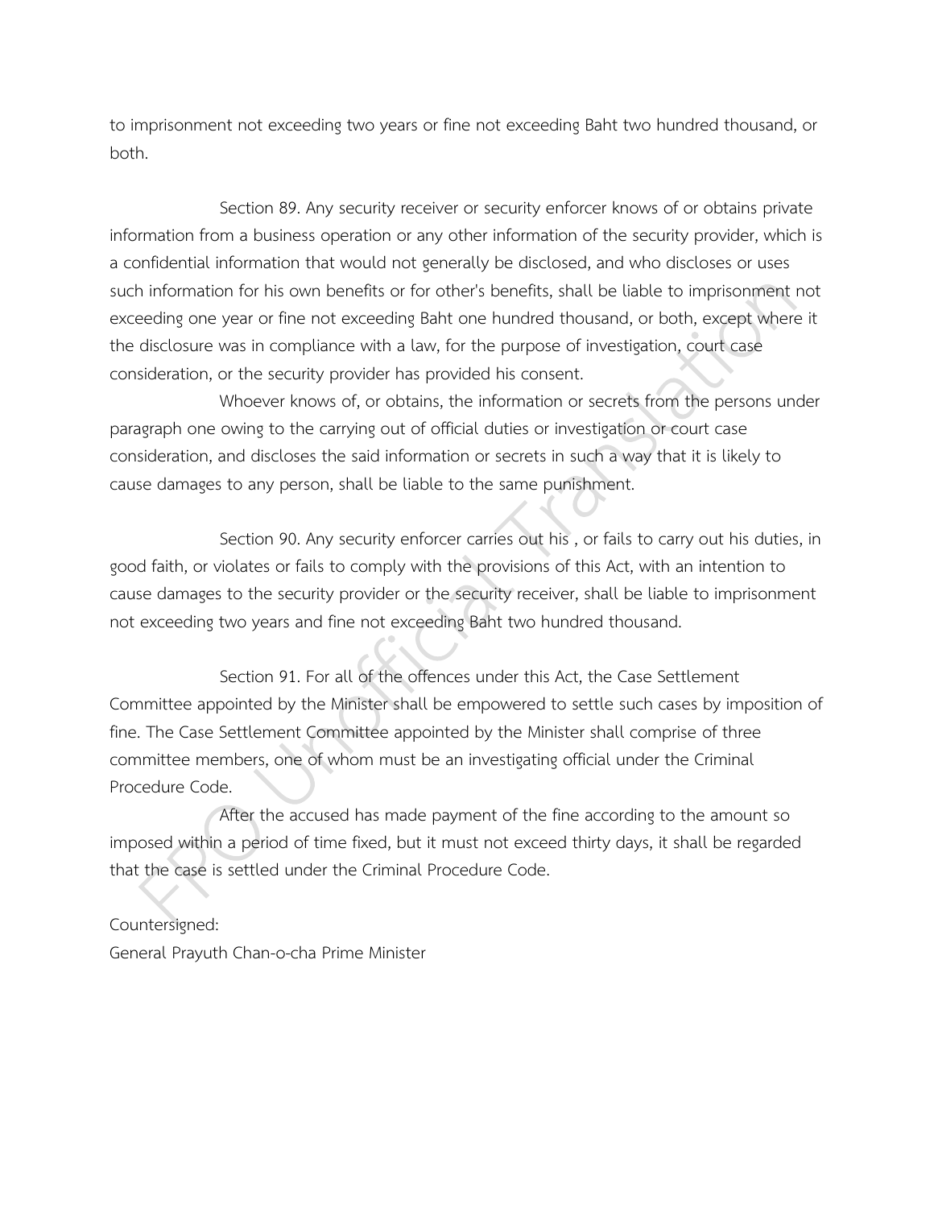to imprisonment not exceeding two years or fine not exceeding Baht two hundred thousand, or both.

Section 89. Any security receiver or security enforcer knows of or obtains private information from a business operation or any other information of the security provider, which is a confidential information that would not generally be disclosed, and who discloses or uses such information for his own benefits or for other's benefits, shall be liable to imprisonment not exceeding one year or fine not exceeding Baht one hundred thousand, or both, except where it the disclosure was in compliance with a law, for the purpose of investigation, court case consideration, or the security provider has provided his consent.

Whoever knows of, or obtains, the information or secrets from the persons under paragraph one owing to the carrying out of official duties or investigation or court case consideration, and discloses the said information or secrets in such a way that it is likely to cause damages to any person, shall be liable to the same punishment.

Section 90. Any security enforcer carries out his , or fails to carry out his duties, in good faith, or violates or fails to comply with the provisions of this Act, with an intention to cause damages to the security provider or the security receiver, shall be liable to imprisonment not exceeding two years and fine not exceeding Baht two hundred thousand.

Section 91. For all of the offences under this Act, the Case Settlement Committee appointed by the Minister shall be empowered to settle such cases by imposition of fine. The Case Settlement Committee appointed by the Minister shall comprise of three committee members, one of whom must be an investigating official under the Criminal Procedure Code.

After the accused has made payment of the fine according to the amount so imposed within a period of time fixed, but it must not exceed thirty days, it shall be regarded that the case is settled under the Criminal Procedure Code.

Countersigned:
General Prayuth Chan-o-cha Prime Minister